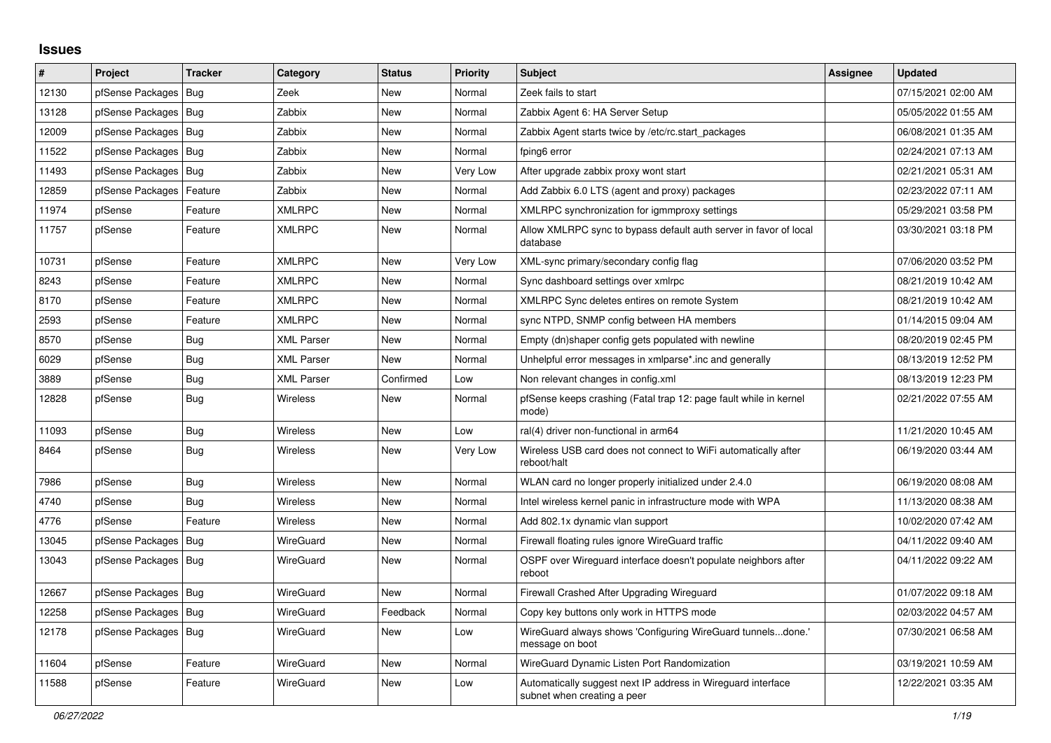# Issues

| # | Project | Tracker | Category | Status | Priority | Subject | Assignee | Updated |
|---|---|---|---|---|---|---|---|---|
| 12130 | pfSense Packages | Bug | Zeek | New | Normal | Zeek fails to start | | 07/15/2021 02:00 AM |
| 13128 | pfSense Packages | Bug | Zabbix | New | Normal | Zabbix Agent 6: HA Server Setup | | 05/05/2022 01:55 AM |
| 12009 | pfSense Packages | Bug | Zabbix | New | Normal | Zabbix Agent starts twice by /etc/rc.start_packages | | 06/08/2021 01:35 AM |
| 11522 | pfSense Packages | Bug | Zabbix | New | Normal | fping6 error | | 02/24/2021 07:13 AM |
| 11493 | pfSense Packages | Bug | Zabbix | New | Very Low | After upgrade zabbix proxy wont start | | 02/21/2021 05:31 AM |
| 12859 | pfSense Packages | Feature | Zabbix | New | Normal | Add Zabbix 6.0 LTS (agent and proxy) packages | | 02/23/2022 07:11 AM |
| 11974 | pfSense | Feature | XMLRPC | New | Normal | XMLRPC synchronization for igmmproxy settings | | 05/29/2021 03:58 PM |
| 11757 | pfSense | Feature | XMLRPC | New | Normal | Allow XMLRPC sync to bypass default auth server in favor of local database | | 03/30/2021 03:18 PM |
| 10731 | pfSense | Feature | XMLRPC | New | Very Low | XML-sync primary/secondary config flag | | 07/06/2020 03:52 PM |
| 8243 | pfSense | Feature | XMLRPC | New | Normal | Sync dashboard settings over xmlrpc | | 08/21/2019 10:42 AM |
| 8170 | pfSense | Feature | XMLRPC | New | Normal | XMLRPC Sync deletes entires on remote System | | 08/21/2019 10:42 AM |
| 2593 | pfSense | Feature | XMLRPC | New | Normal | sync NTPD, SNMP config between HA members | | 01/14/2015 09:04 AM |
| 8570 | pfSense | Bug | XML Parser | New | Normal | Empty (dn)shaper config gets populated with newline | | 08/20/2019 02:45 PM |
| 6029 | pfSense | Bug | XML Parser | New | Normal | Unhelpful error messages in xmlparse*.inc and generally | | 08/13/2019 12:52 PM |
| 3889 | pfSense | Bug | XML Parser | Confirmed | Low | Non relevant changes in config.xml | | 08/13/2019 12:23 PM |
| 12828 | pfSense | Bug | Wireless | New | Normal | pfSense keeps crashing (Fatal trap 12: page fault while in kernel mode) | | 02/21/2022 07:55 AM |
| 11093 | pfSense | Bug | Wireless | New | Low | ral(4) driver non-functional in arm64 | | 11/21/2020 10:45 AM |
| 8464 | pfSense | Bug | Wireless | New | Very Low | Wireless USB card does not connect to WiFi automatically after reboot/halt | | 06/19/2020 03:44 AM |
| 7986 | pfSense | Bug | Wireless | New | Normal | WLAN card no longer properly initialized under 2.4.0 | | 06/19/2020 08:08 AM |
| 4740 | pfSense | Bug | Wireless | New | Normal | Intel wireless kernel panic in infrastructure mode with WPA | | 11/13/2020 08:38 AM |
| 4776 | pfSense | Feature | Wireless | New | Normal | Add 802.1x dynamic vlan support | | 10/02/2020 07:42 AM |
| 13045 | pfSense Packages | Bug | WireGuard | New | Normal | Firewall floating rules ignore WireGuard traffic | | 04/11/2022 09:40 AM |
| 13043 | pfSense Packages | Bug | WireGuard | New | Normal | OSPF over Wireguard interface doesn't populate neighbors after reboot | | 04/11/2022 09:22 AM |
| 12667 | pfSense Packages | Bug | WireGuard | New | Normal | Firewall Crashed After Upgrading Wireguard | | 01/07/2022 09:18 AM |
| 12258 | pfSense Packages | Bug | WireGuard | Feedback | Normal | Copy key buttons only work in HTTPS mode | | 02/03/2022 04:57 AM |
| 12178 | pfSense Packages | Bug | WireGuard | New | Low | WireGuard always shows 'Configuring WireGuard tunnels...done.' message on boot | | 07/30/2021 06:58 AM |
| 11604 | pfSense | Feature | WireGuard | New | Normal | WireGuard Dynamic Listen Port Randomization | | 03/19/2021 10:59 AM |
| 11588 | pfSense | Feature | WireGuard | New | Low | Automatically suggest next IP address in Wireguard interface subnet when creating a peer | | 12/22/2021 03:35 AM |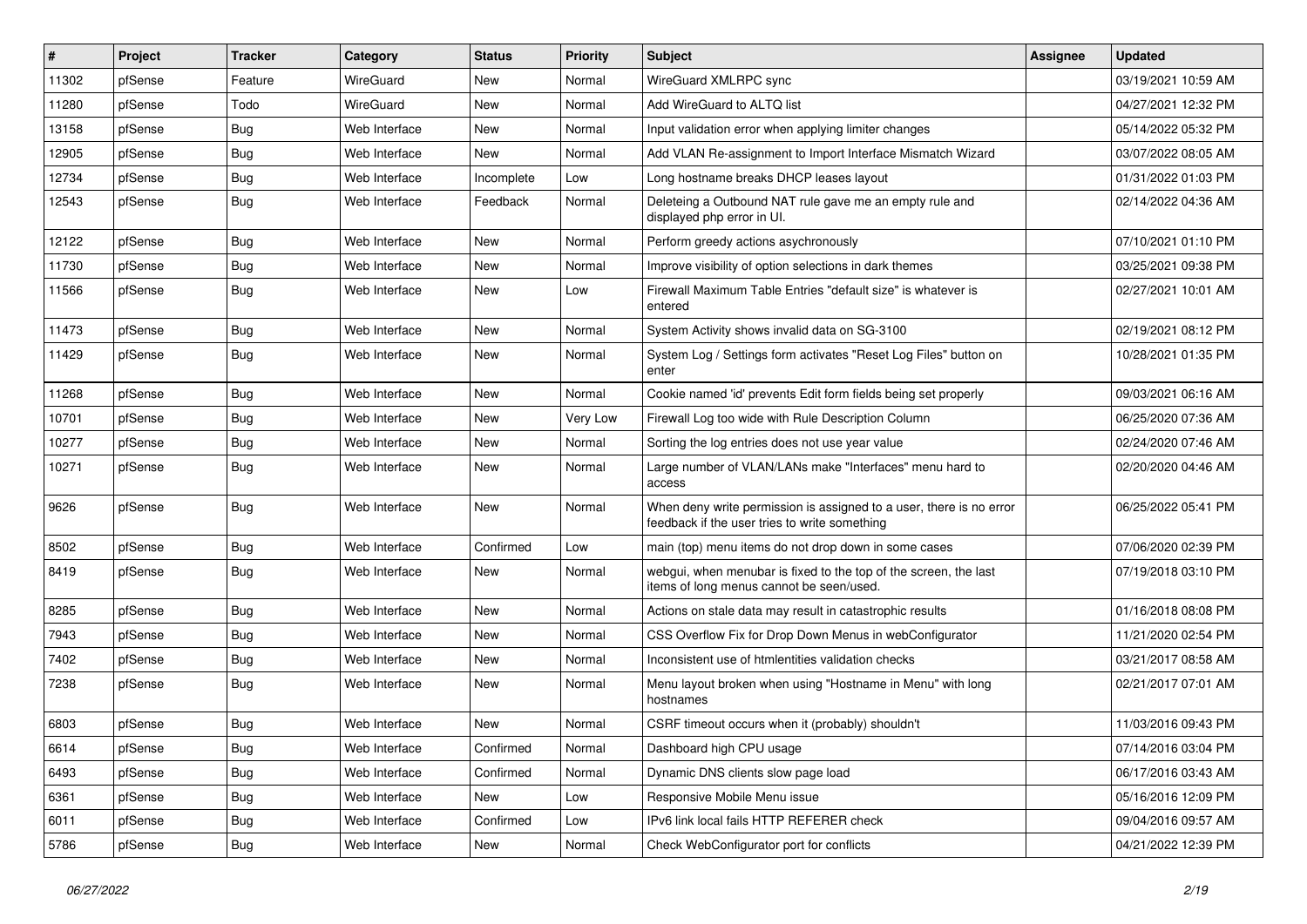| # | Project | Tracker | Category | Status | Priority | Subject | Assignee | Updated |
|---|---|---|---|---|---|---|---|---|
| 11302 | pfSense | Feature | WireGuard | New | Normal | WireGuard XMLRPC sync | | 03/19/2021 10:59 AM |
| 11280 | pfSense | Todo | WireGuard | New | Normal | Add WireGuard to ALTQ list | | 04/27/2021 12:32 PM |
| 13158 | pfSense | Bug | Web Interface | New | Normal | Input validation error when applying limiter changes | | 05/14/2022 05:32 PM |
| 12905 | pfSense | Bug | Web Interface | New | Normal | Add VLAN Re-assignment to Import Interface Mismatch Wizard | | 03/07/2022 08:05 AM |
| 12734 | pfSense | Bug | Web Interface | Incomplete | Low | Long hostname breaks DHCP leases layout | | 01/31/2022 01:03 PM |
| 12543 | pfSense | Bug | Web Interface | Feedback | Normal | Deleteing a Outbound NAT rule gave me an empty rule and displayed php error in UI. | | 02/14/2022 04:36 AM |
| 12122 | pfSense | Bug | Web Interface | New | Normal | Perform greedy actions asychronously | | 07/10/2021 01:10 PM |
| 11730 | pfSense | Bug | Web Interface | New | Normal | Improve visibility of option selections in dark themes | | 03/25/2021 09:38 PM |
| 11566 | pfSense | Bug | Web Interface | New | Low | Firewall Maximum Table Entries "default size" is whatever is entered | | 02/27/2021 10:01 AM |
| 11473 | pfSense | Bug | Web Interface | New | Normal | System Activity shows invalid data on SG-3100 | | 02/19/2021 08:12 PM |
| 11429 | pfSense | Bug | Web Interface | New | Normal | System Log / Settings form activates "Reset Log Files" button on enter | | 10/28/2021 01:35 PM |
| 11268 | pfSense | Bug | Web Interface | New | Normal | Cookie named 'id' prevents Edit form fields being set properly | | 09/03/2021 06:16 AM |
| 10701 | pfSense | Bug | Web Interface | New | Very Low | Firewall Log too wide with Rule Description Column | | 06/25/2020 07:36 AM |
| 10277 | pfSense | Bug | Web Interface | New | Normal | Sorting the log entries does not use year value | | 02/24/2020 07:46 AM |
| 10271 | pfSense | Bug | Web Interface | New | Normal | Large number of VLAN/LANs make "Interfaces" menu hard to access | | 02/20/2020 04:46 AM |
| 9626 | pfSense | Bug | Web Interface | New | Normal | When deny write permission is assigned to a user, there is no error feedback if the user tries to write something | | 06/25/2022 05:41 PM |
| 8502 | pfSense | Bug | Web Interface | Confirmed | Low | main (top) menu items do not drop down in some cases | | 07/06/2020 02:39 PM |
| 8419 | pfSense | Bug | Web Interface | New | Normal | webgui, when menubar is fixed to the top of the screen, the last items of long menus cannot be seen/used. | | 07/19/2018 03:10 PM |
| 8285 | pfSense | Bug | Web Interface | New | Normal | Actions on stale data may result in catastrophic results | | 01/16/2018 08:08 PM |
| 7943 | pfSense | Bug | Web Interface | New | Normal | CSS Overflow Fix for Drop Down Menus in webConfigurator | | 11/21/2020 02:54 PM |
| 7402 | pfSense | Bug | Web Interface | New | Normal | Inconsistent use of htmlentities validation checks | | 03/21/2017 08:58 AM |
| 7238 | pfSense | Bug | Web Interface | New | Normal | Menu layout broken when using "Hostname in Menu" with long hostnames | | 02/21/2017 07:01 AM |
| 6803 | pfSense | Bug | Web Interface | New | Normal | CSRF timeout occurs when it (probably) shouldn't | | 11/03/2016 09:43 PM |
| 6614 | pfSense | Bug | Web Interface | Confirmed | Normal | Dashboard high CPU usage | | 07/14/2016 03:04 PM |
| 6493 | pfSense | Bug | Web Interface | Confirmed | Normal | Dynamic DNS clients slow page load | | 06/17/2016 03:43 AM |
| 6361 | pfSense | Bug | Web Interface | New | Low | Responsive Mobile Menu issue | | 05/16/2016 12:09 PM |
| 6011 | pfSense | Bug | Web Interface | Confirmed | Low | IPv6 link local fails HTTP REFERER check | | 09/04/2016 09:57 AM |
| 5786 | pfSense | Bug | Web Interface | New | Normal | Check WebConfigurator port for conflicts | | 04/21/2022 12:39 PM |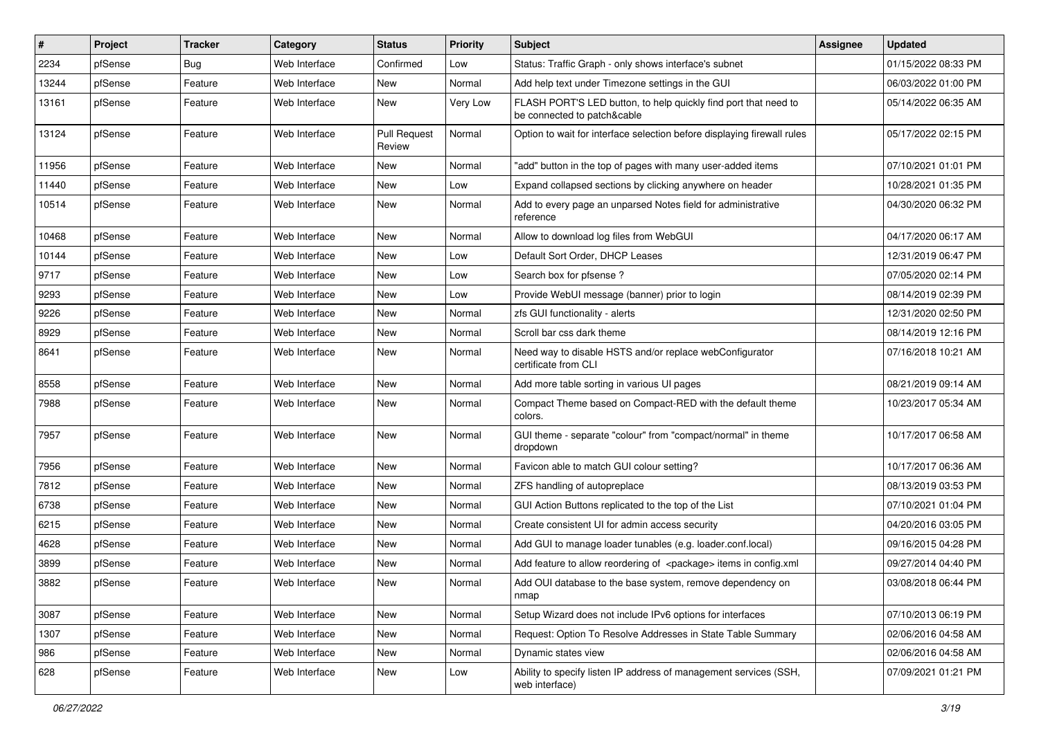| # | Project | Tracker | Category | Status | Priority | Subject | Assignee | Updated |
|---|---|---|---|---|---|---|---|---|
| 2234 | pfSense | Bug | Web Interface | Confirmed | Low | Status: Traffic Graph - only shows interface's subnet | | 01/15/2022 08:33 PM |
| 13244 | pfSense | Feature | Web Interface | New | Normal | Add help text under Timezone settings in the GUI | | 06/03/2022 01:00 PM |
| 13161 | pfSense | Feature | Web Interface | New | Very Low | FLASH PORT'S LED button, to help quickly find port that need to be connected to patch&cable | | 05/14/2022 06:35 AM |
| 13124 | pfSense | Feature | Web Interface | Pull Request Review | Normal | Option to wait for interface selection before displaying firewall rules | | 05/17/2022 02:15 PM |
| 11956 | pfSense | Feature | Web Interface | New | Normal | "add" button in the top of pages with many user-added items | | 07/10/2021 01:01 PM |
| 11440 | pfSense | Feature | Web Interface | New | Low | Expand collapsed sections by clicking anywhere on header | | 10/28/2021 01:35 PM |
| 10514 | pfSense | Feature | Web Interface | New | Normal | Add to every page an unparsed Notes field for administrative reference | | 04/30/2020 06:32 PM |
| 10468 | pfSense | Feature | Web Interface | New | Normal | Allow to download log files from WebGUI | | 04/17/2020 06:17 AM |
| 10144 | pfSense | Feature | Web Interface | New | Low | Default Sort Order, DHCP Leases | | 12/31/2019 06:47 PM |
| 9717 | pfSense | Feature | Web Interface | New | Low | Search box for pfsense ? | | 07/05/2020 02:14 PM |
| 9293 | pfSense | Feature | Web Interface | New | Low | Provide WebUI message (banner) prior to login | | 08/14/2019 02:39 PM |
| 9226 | pfSense | Feature | Web Interface | New | Normal | zfs GUI functionality - alerts | | 12/31/2020 02:50 PM |
| 8929 | pfSense | Feature | Web Interface | New | Normal | Scroll bar css dark theme | | 08/14/2019 12:16 PM |
| 8641 | pfSense | Feature | Web Interface | New | Normal | Need way to disable HSTS and/or replace webConfigurator certificate from CLI | | 07/16/2018 10:21 AM |
| 8558 | pfSense | Feature | Web Interface | New | Normal | Add more table sorting in various UI pages | | 08/21/2019 09:14 AM |
| 7988 | pfSense | Feature | Web Interface | New | Normal | Compact Theme based on Compact-RED with the default theme colors. | | 10/23/2017 05:34 AM |
| 7957 | pfSense | Feature | Web Interface | New | Normal | GUI theme - separate "colour" from "compact/normal" in theme dropdown | | 10/17/2017 06:58 AM |
| 7956 | pfSense | Feature | Web Interface | New | Normal | Favicon able to match GUI colour setting? | | 10/17/2017 06:36 AM |
| 7812 | pfSense | Feature | Web Interface | New | Normal | ZFS handling of autopreplace | | 08/13/2019 03:53 PM |
| 6738 | pfSense | Feature | Web Interface | New | Normal | GUI Action Buttons replicated to the top of the List | | 07/10/2021 01:04 PM |
| 6215 | pfSense | Feature | Web Interface | New | Normal | Create consistent UI for admin access security | | 04/20/2016 03:05 PM |
| 4628 | pfSense | Feature | Web Interface | New | Normal | Add GUI to manage loader tunables (e.g. loader.conf.local) | | 09/16/2015 04:28 PM |
| 3899 | pfSense | Feature | Web Interface | New | Normal | Add feature to allow reordering of <package> items in config.xml | | 09/27/2014 04:40 PM |
| 3882 | pfSense | Feature | Web Interface | New | Normal | Add OUI database to the base system, remove dependency on nmap | | 03/08/2018 06:44 PM |
| 3087 | pfSense | Feature | Web Interface | New | Normal | Setup Wizard does not include IPv6 options for interfaces | | 07/10/2013 06:19 PM |
| 1307 | pfSense | Feature | Web Interface | New | Normal | Request: Option To Resolve Addresses in State Table Summary | | 02/06/2016 04:58 AM |
| 986 | pfSense | Feature | Web Interface | New | Normal | Dynamic states view | | 02/06/2016 04:58 AM |
| 628 | pfSense | Feature | Web Interface | New | Low | Ability to specify listen IP address of management services (SSH, web interface) | | 07/09/2021 01:21 PM |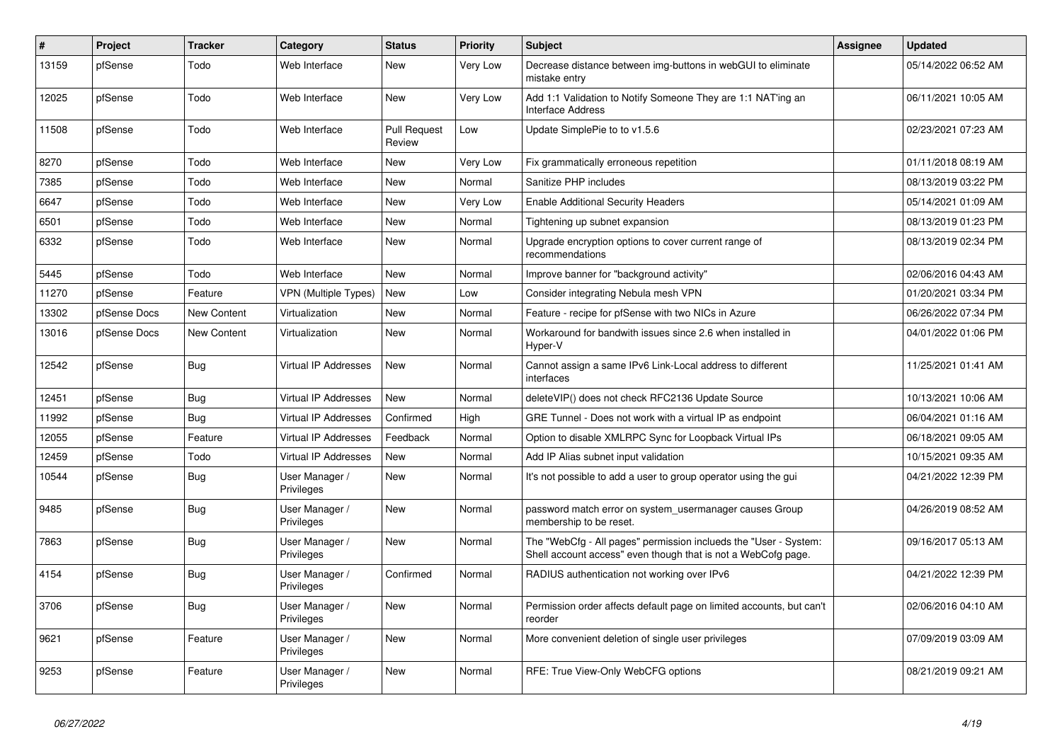| # | Project | Tracker | Category | Status | Priority | Subject | Assignee | Updated |
|---|---|---|---|---|---|---|---|---|
| 13159 | pfSense | Todo | Web Interface | New | Very Low | Decrease distance between img-buttons in webGUI to eliminate mistake entry | | 05/14/2022 06:52 AM |
| 12025 | pfSense | Todo | Web Interface | New | Very Low | Add 1:1 Validation to Notify Someone They are 1:1 NAT'ing an Interface Address | | 06/11/2021 10:05 AM |
| 11508 | pfSense | Todo | Web Interface | Pull Request Review | Low | Update SimplePie to to v1.5.6 | | 02/23/2021 07:23 AM |
| 8270 | pfSense | Todo | Web Interface | New | Very Low | Fix grammatically erroneous repetition | | 01/11/2018 08:19 AM |
| 7385 | pfSense | Todo | Web Interface | New | Normal | Sanitize PHP includes | | 08/13/2019 03:22 PM |
| 6647 | pfSense | Todo | Web Interface | New | Very Low | Enable Additional Security Headers | | 05/14/2021 01:09 AM |
| 6501 | pfSense | Todo | Web Interface | New | Normal | Tightening up subnet expansion | | 08/13/2019 01:23 PM |
| 6332 | pfSense | Todo | Web Interface | New | Normal | Upgrade encryption options to cover current range of recommendations | | 08/13/2019 02:34 PM |
| 5445 | pfSense | Todo | Web Interface | New | Normal | Improve banner for "background activity" | | 02/06/2016 04:43 AM |
| 11270 | pfSense | Feature | VPN (Multiple Types) | New | Low | Consider integrating Nebula mesh VPN | | 01/20/2021 03:34 PM |
| 13302 | pfSense Docs | New Content | Virtualization | New | Normal | Feature - recipe for pfSense with two NICs in Azure | | 06/26/2022 07:34 PM |
| 13016 | pfSense Docs | New Content | Virtualization | New | Normal | Workaround for bandwith issues since 2.6 when installed in Hyper-V | | 04/01/2022 01:06 PM |
| 12542 | pfSense | Bug | Virtual IP Addresses | New | Normal | Cannot assign a same IPv6 Link-Local address to different interfaces | | 11/25/2021 01:41 AM |
| 12451 | pfSense | Bug | Virtual IP Addresses | New | Normal | deleteVIP() does not check RFC2136 Update Source | | 10/13/2021 10:06 AM |
| 11992 | pfSense | Bug | Virtual IP Addresses | Confirmed | High | GRE Tunnel - Does not work with a virtual IP as endpoint | | 06/04/2021 01:16 AM |
| 12055 | pfSense | Feature | Virtual IP Addresses | Feedback | Normal | Option to disable XMLRPC Sync for Loopback Virtual IPs | | 06/18/2021 09:05 AM |
| 12459 | pfSense | Todo | Virtual IP Addresses | New | Normal | Add IP Alias subnet input validation | | 10/15/2021 09:35 AM |
| 10544 | pfSense | Bug | User Manager / Privileges | New | Normal | It's not possible to add a user to group operator using the gui | | 04/21/2022 12:39 PM |
| 9485 | pfSense | Bug | User Manager / Privileges | New | Normal | password match error on system_usermanager causes Group membership to be reset. | | 04/26/2019 08:52 AM |
| 7863 | pfSense | Bug | User Manager / Privileges | New | Normal | The "WebCfg - All pages" permission inclueds the "User - System: Shell account access" even though that is not a WebCofg page. | | 09/16/2017 05:13 AM |
| 4154 | pfSense | Bug | User Manager / Privileges | Confirmed | Normal | RADIUS authentication not working over IPv6 | | 04/21/2022 12:39 PM |
| 3706 | pfSense | Bug | User Manager / Privileges | New | Normal | Permission order affects default page on limited accounts, but can't reorder | | 02/06/2016 04:10 AM |
| 9621 | pfSense | Feature | User Manager / Privileges | New | Normal | More convenient deletion of single user privileges | | 07/09/2019 03:09 AM |
| 9253 | pfSense | Feature | User Manager / Privileges | New | Normal | RFE: True View-Only WebCFG options | | 08/21/2019 09:21 AM |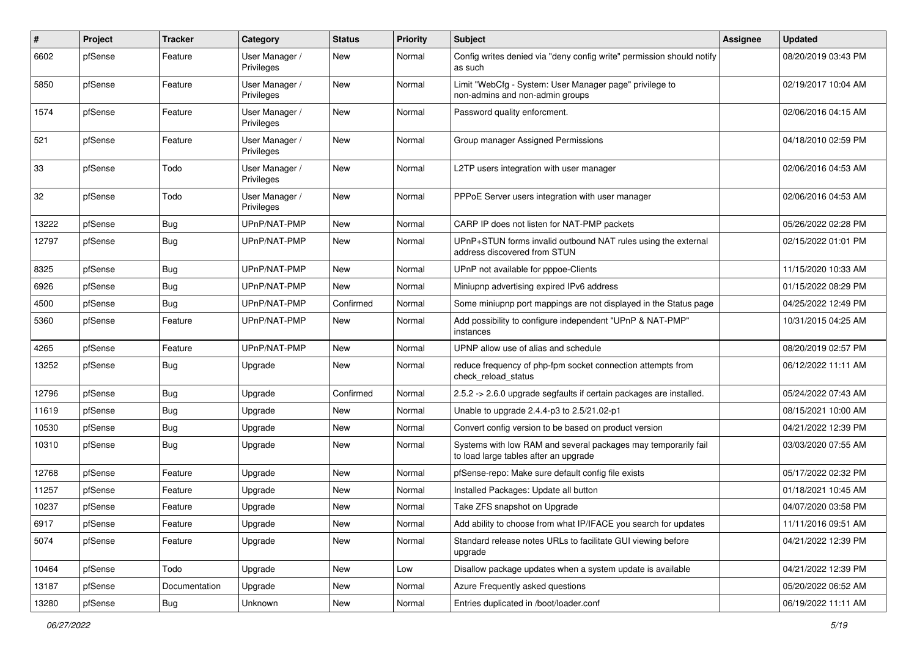| # | Project | Tracker | Category | Status | Priority | Subject | Assignee | Updated |
|---|---|---|---|---|---|---|---|---|
| 6602 | pfSense | Feature | User Manager / Privileges | New | Normal | Config writes denied via "deny config write" permission should notify as such | | 08/20/2019 03:43 PM |
| 5850 | pfSense | Feature | User Manager / Privileges | New | Normal | Limit "WebCfg - System: User Manager page" privilege to non-admins and non-admin groups | | 02/19/2017 10:04 AM |
| 1574 | pfSense | Feature | User Manager / Privileges | New | Normal | Password quality enforcment. | | 02/06/2016 04:15 AM |
| 521 | pfSense | Feature | User Manager / Privileges | New | Normal | Group manager Assigned Permissions | | 04/18/2010 02:59 PM |
| 33 | pfSense | Todo | User Manager / Privileges | New | Normal | L2TP users integration with user manager | | 02/06/2016 04:53 AM |
| 32 | pfSense | Todo | User Manager / Privileges | New | Normal | PPPoE Server users integration with user manager | | 02/06/2016 04:53 AM |
| 13222 | pfSense | Bug | UPnP/NAT-PMP | New | Normal | CARP IP does not listen for NAT-PMP packets | | 05/26/2022 02:28 PM |
| 12797 | pfSense | Bug | UPnP/NAT-PMP | New | Normal | UPnP+STUN forms invalid outbound NAT rules using the external address discovered from STUN | | 02/15/2022 01:01 PM |
| 8325 | pfSense | Bug | UPnP/NAT-PMP | New | Normal | UPnP not available for pppoe-Clients | | 11/15/2020 10:33 AM |
| 6926 | pfSense | Bug | UPnP/NAT-PMP | New | Normal | Miniupnp advertising expired IPv6 address | | 01/15/2022 08:29 PM |
| 4500 | pfSense | Bug | UPnP/NAT-PMP | Confirmed | Normal | Some miniupnp port mappings are not displayed in the Status page | | 04/25/2022 12:49 PM |
| 5360 | pfSense | Feature | UPnP/NAT-PMP | New | Normal | Add possibility to configure independent "UPnP & NAT-PMP" instances | | 10/31/2015 04:25 AM |
| 4265 | pfSense | Feature | UPnP/NAT-PMP | New | Normal | UPNP allow use of alias and schedule | | 08/20/2019 02:57 PM |
| 13252 | pfSense | Bug | Upgrade | New | Normal | reduce frequency of php-fpm socket connection attempts from check_reload_status | | 06/12/2022 11:11 AM |
| 12796 | pfSense | Bug | Upgrade | Confirmed | Normal | 2.5.2 -> 2.6.0 upgrade segfaults if certain packages are installed. | | 05/24/2022 07:43 AM |
| 11619 | pfSense | Bug | Upgrade | New | Normal | Unable to upgrade 2.4.4-p3 to 2.5/21.02-p1 | | 08/15/2021 10:00 AM |
| 10530 | pfSense | Bug | Upgrade | New | Normal | Convert config version to be based on product version | | 04/21/2022 12:39 PM |
| 10310 | pfSense | Bug | Upgrade | New | Normal | Systems with low RAM and several packages may temporarily fail to load large tables after an upgrade | | 03/03/2020 07:55 AM |
| 12768 | pfSense | Feature | Upgrade | New | Normal | pfSense-repo: Make sure default config file exists | | 05/17/2022 02:32 PM |
| 11257 | pfSense | Feature | Upgrade | New | Normal | Installed Packages: Update all button | | 01/18/2021 10:45 AM |
| 10237 | pfSense | Feature | Upgrade | New | Normal | Take ZFS snapshot on Upgrade | | 04/07/2020 03:58 PM |
| 6917 | pfSense | Feature | Upgrade | New | Normal | Add ability to choose from what IP/IFACE you search for updates | | 11/11/2016 09:51 AM |
| 5074 | pfSense | Feature | Upgrade | New | Normal | Standard release notes URLs to facilitate GUI viewing before upgrade | | 04/21/2022 12:39 PM |
| 10464 | pfSense | Todo | Upgrade | New | Low | Disallow package updates when a system update is available | | 04/21/2022 12:39 PM |
| 13187 | pfSense | Documentation | Upgrade | New | Normal | Azure Frequently asked questions | | 05/20/2022 06:52 AM |
| 13280 | pfSense | Bug | Unknown | New | Normal | Entries duplicated in /boot/loader.conf | | 06/19/2022 11:11 AM |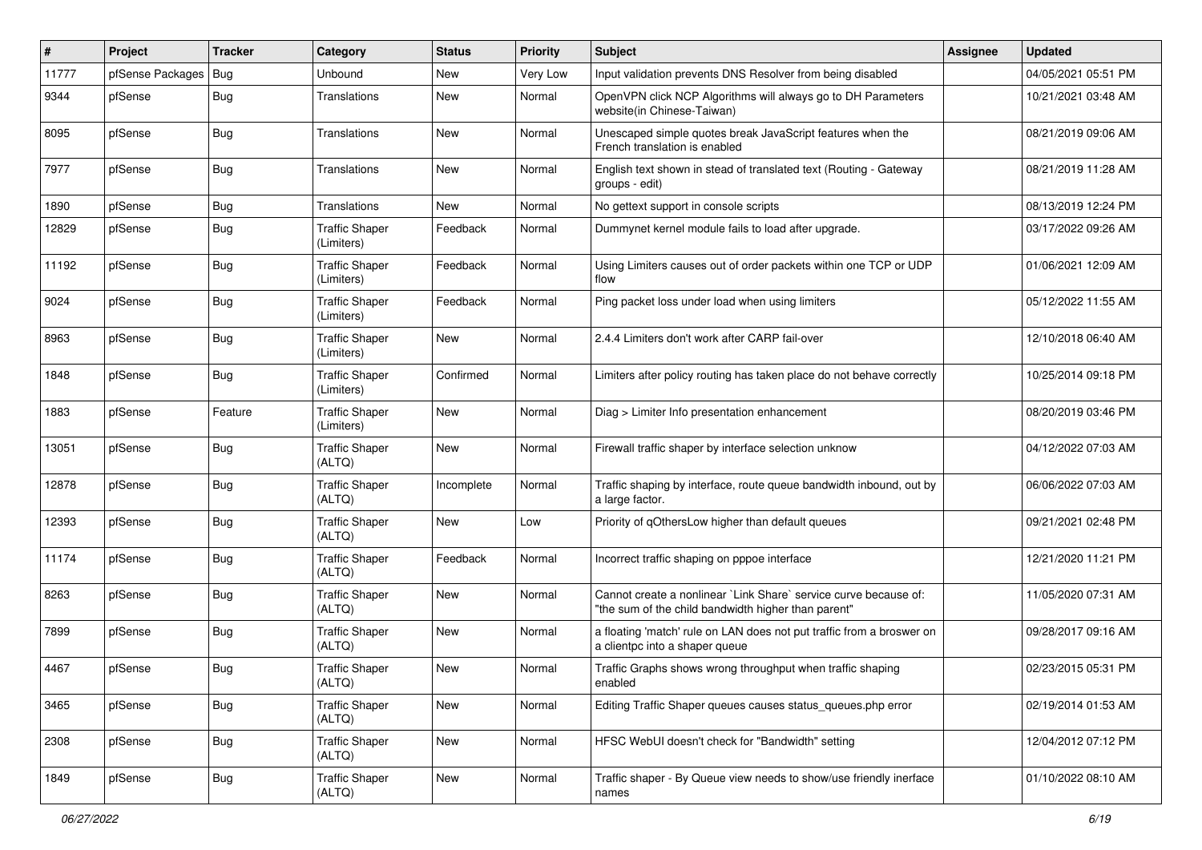| # | Project | Tracker | Category | Status | Priority | Subject | Assignee | Updated |
|---|---|---|---|---|---|---|---|---|
| 11777 | pfSense Packages | Bug | Unbound | New | Very Low | Input validation prevents DNS Resolver from being disabled | | 04/05/2021 05:51 PM |
| 9344 | pfSense | Bug | Translations | New | Normal | OpenVPN click NCP Algorithms will always go to DH Parameters website(in Chinese-Taiwan) | | 10/21/2021 03:48 AM |
| 8095 | pfSense | Bug | Translations | New | Normal | Unescaped simple quotes break JavaScript features when the French translation is enabled | | 08/21/2019 09:06 AM |
| 7977 | pfSense | Bug | Translations | New | Normal | English text shown in stead of translated text (Routing - Gateway groups - edit) | | 08/21/2019 11:28 AM |
| 1890 | pfSense | Bug | Translations | New | Normal | No gettext support in console scripts | | 08/13/2019 12:24 PM |
| 12829 | pfSense | Bug | Traffic Shaper (Limiters) | Feedback | Normal | Dummynet kernel module fails to load after upgrade. | | 03/17/2022 09:26 AM |
| 11192 | pfSense | Bug | Traffic Shaper (Limiters) | Feedback | Normal | Using Limiters causes out of order packets within one TCP or UDP flow | | 01/06/2021 12:09 AM |
| 9024 | pfSense | Bug | Traffic Shaper (Limiters) | Feedback | Normal | Ping packet loss under load when using limiters | | 05/12/2022 11:55 AM |
| 8963 | pfSense | Bug | Traffic Shaper (Limiters) | New | Normal | 2.4.4 Limiters don't work after CARP fail-over | | 12/10/2018 06:40 AM |
| 1848 | pfSense | Bug | Traffic Shaper (Limiters) | Confirmed | Normal | Limiters after policy routing has taken place do not behave correctly | | 10/25/2014 09:18 PM |
| 1883 | pfSense | Feature | Traffic Shaper (Limiters) | New | Normal | Diag > Limiter Info presentation enhancement | | 08/20/2019 03:46 PM |
| 13051 | pfSense | Bug | Traffic Shaper (ALTQ) | New | Normal | Firewall traffic shaper by interface selection unknow | | 04/12/2022 07:03 AM |
| 12878 | pfSense | Bug | Traffic Shaper (ALTQ) | Incomplete | Normal | Traffic shaping by interface, route queue bandwidth inbound, out by a large factor. | | 06/06/2022 07:03 AM |
| 12393 | pfSense | Bug | Traffic Shaper (ALTQ) | New | Low | Priority of qOthersLow higher than default queues | | 09/21/2021 02:48 PM |
| 11174 | pfSense | Bug | Traffic Shaper (ALTQ) | Feedback | Normal | Incorrect traffic shaping on pppoe interface | | 12/21/2020 11:21 PM |
| 8263 | pfSense | Bug | Traffic Shaper (ALTQ) | New | Normal | Cannot create a nonlinear `Link Share` service curve because of: "the sum of the child bandwidth higher than parent" | | 11/05/2020 07:31 AM |
| 7899 | pfSense | Bug | Traffic Shaper (ALTQ) | New | Normal | a floating 'match' rule on LAN does not put traffic from a broswer on a clientpc into a shaper queue | | 09/28/2017 09:16 AM |
| 4467 | pfSense | Bug | Traffic Shaper (ALTQ) | New | Normal | Traffic Graphs shows wrong throughput when traffic shaping enabled | | 02/23/2015 05:31 PM |
| 3465 | pfSense | Bug | Traffic Shaper (ALTQ) | New | Normal | Editing Traffic Shaper queues causes status_queues.php error | | 02/19/2014 01:53 AM |
| 2308 | pfSense | Bug | Traffic Shaper (ALTQ) | New | Normal | HFSC WebUI doesn't check for "Bandwidth" setting | | 12/04/2012 07:12 PM |
| 1849 | pfSense | Bug | Traffic Shaper (ALTQ) | New | Normal | Traffic shaper - By Queue view needs to show/use friendly inerface names | | 01/10/2022 08:10 AM |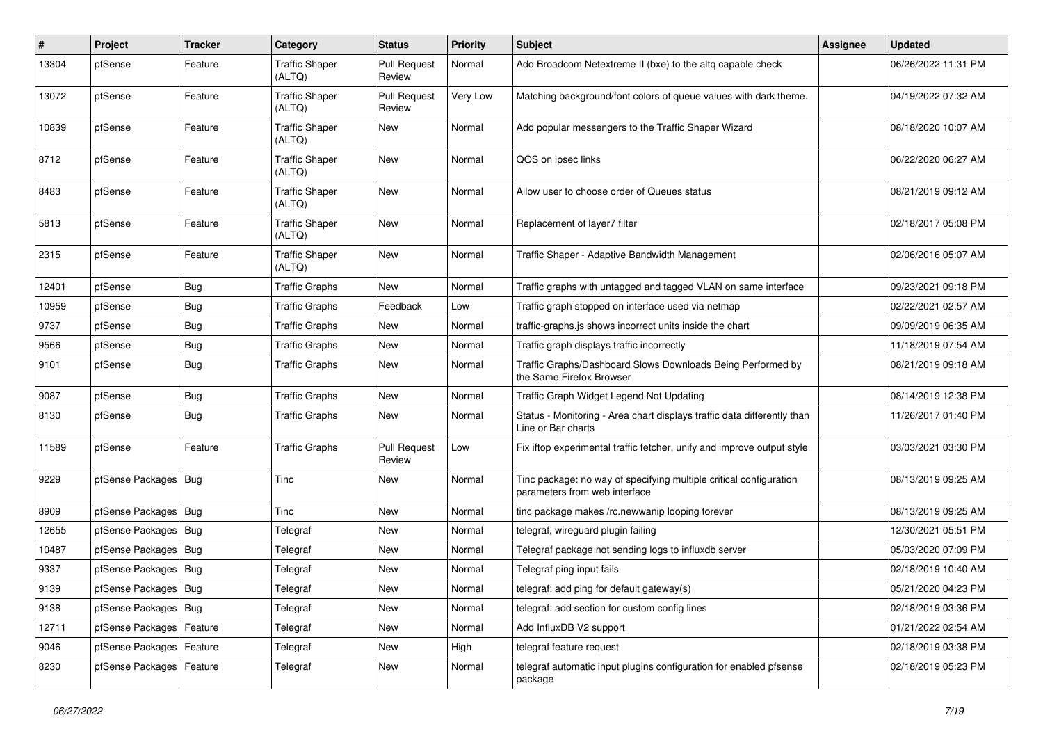| # | Project | Tracker | Category | Status | Priority | Subject | Assignee | Updated |
|---|---|---|---|---|---|---|---|---|
| 13304 | pfSense | Feature | Traffic Shaper (ALTQ) | Pull Request Review | Normal | Add Broadcom Netextreme II (bxe) to the altq capable check | | 06/26/2022 11:31 PM |
| 13072 | pfSense | Feature | Traffic Shaper (ALTQ) | Pull Request Review | Very Low | Matching background/font colors of queue values with dark theme. | | 04/19/2022 07:32 AM |
| 10839 | pfSense | Feature | Traffic Shaper (ALTQ) | New | Normal | Add popular messengers to the Traffic Shaper Wizard | | 08/18/2020 10:07 AM |
| 8712 | pfSense | Feature | Traffic Shaper (ALTQ) | New | Normal | QOS on ipsec links | | 06/22/2020 06:27 AM |
| 8483 | pfSense | Feature | Traffic Shaper (ALTQ) | New | Normal | Allow user to choose order of Queues status | | 08/21/2019 09:12 AM |
| 5813 | pfSense | Feature | Traffic Shaper (ALTQ) | New | Normal | Replacement of layer7 filter | | 02/18/2017 05:08 PM |
| 2315 | pfSense | Feature | Traffic Shaper (ALTQ) | New | Normal | Traffic Shaper - Adaptive Bandwidth Management | | 02/06/2016 05:07 AM |
| 12401 | pfSense | Bug | Traffic Graphs | New | Normal | Traffic graphs with untagged and tagged VLAN on same interface | | 09/23/2021 09:18 PM |
| 10959 | pfSense | Bug | Traffic Graphs | Feedback | Low | Traffic graph stopped on interface used via netmap | | 02/22/2021 02:57 AM |
| 9737 | pfSense | Bug | Traffic Graphs | New | Normal | traffic-graphs.js shows incorrect units inside the chart | | 09/09/2019 06:35 AM |
| 9566 | pfSense | Bug | Traffic Graphs | New | Normal | Traffic graph displays traffic incorrectly | | 11/18/2019 07:54 AM |
| 9101 | pfSense | Bug | Traffic Graphs | New | Normal | Traffic Graphs/Dashboard Slows Downloads Being Performed by the Same Firefox Browser | | 08/21/2019 09:18 AM |
| 9087 | pfSense | Bug | Traffic Graphs | New | Normal | Traffic Graph Widget Legend Not Updating | | 08/14/2019 12:38 PM |
| 8130 | pfSense | Bug | Traffic Graphs | New | Normal | Status - Monitoring - Area chart displays traffic data differently than Line or Bar charts | | 11/26/2017 01:40 PM |
| 11589 | pfSense | Feature | Traffic Graphs | Pull Request Review | Low | Fix iftop experimental traffic fetcher, unify and improve output style | | 03/03/2021 03:30 PM |
| 9229 | pfSense Packages | Bug | Tinc | New | Normal | Tinc package: no way of specifying multiple critical configuration parameters from web interface | | 08/13/2019 09:25 AM |
| 8909 | pfSense Packages | Bug | Tinc | New | Normal | tinc package makes /rc.newwanip looping forever | | 08/13/2019 09:25 AM |
| 12655 | pfSense Packages | Bug | Telegraf | New | Normal | telegraf, wireguard plugin failing | | 12/30/2021 05:51 PM |
| 10487 | pfSense Packages | Bug | Telegraf | New | Normal | Telegraf package not sending logs to influxdb server | | 05/03/2020 07:09 PM |
| 9337 | pfSense Packages | Bug | Telegraf | New | Normal | Telegraf ping input fails | | 02/18/2019 10:40 AM |
| 9139 | pfSense Packages | Bug | Telegraf | New | Normal | telegraf: add ping for default gateway(s) | | 05/21/2020 04:23 PM |
| 9138 | pfSense Packages | Bug | Telegraf | New | Normal | telegraf: add section for custom config lines | | 02/18/2019 03:36 PM |
| 12711 | pfSense Packages | Feature | Telegraf | New | Normal | Add InfluxDB V2 support | | 01/21/2022 02:54 AM |
| 9046 | pfSense Packages | Feature | Telegraf | New | High | telegraf feature request | | 02/18/2019 03:38 PM |
| 8230 | pfSense Packages | Feature | Telegraf | New | Normal | telegraf automatic input plugins configuration for enabled pfsense package | | 02/18/2019 05:23 PM |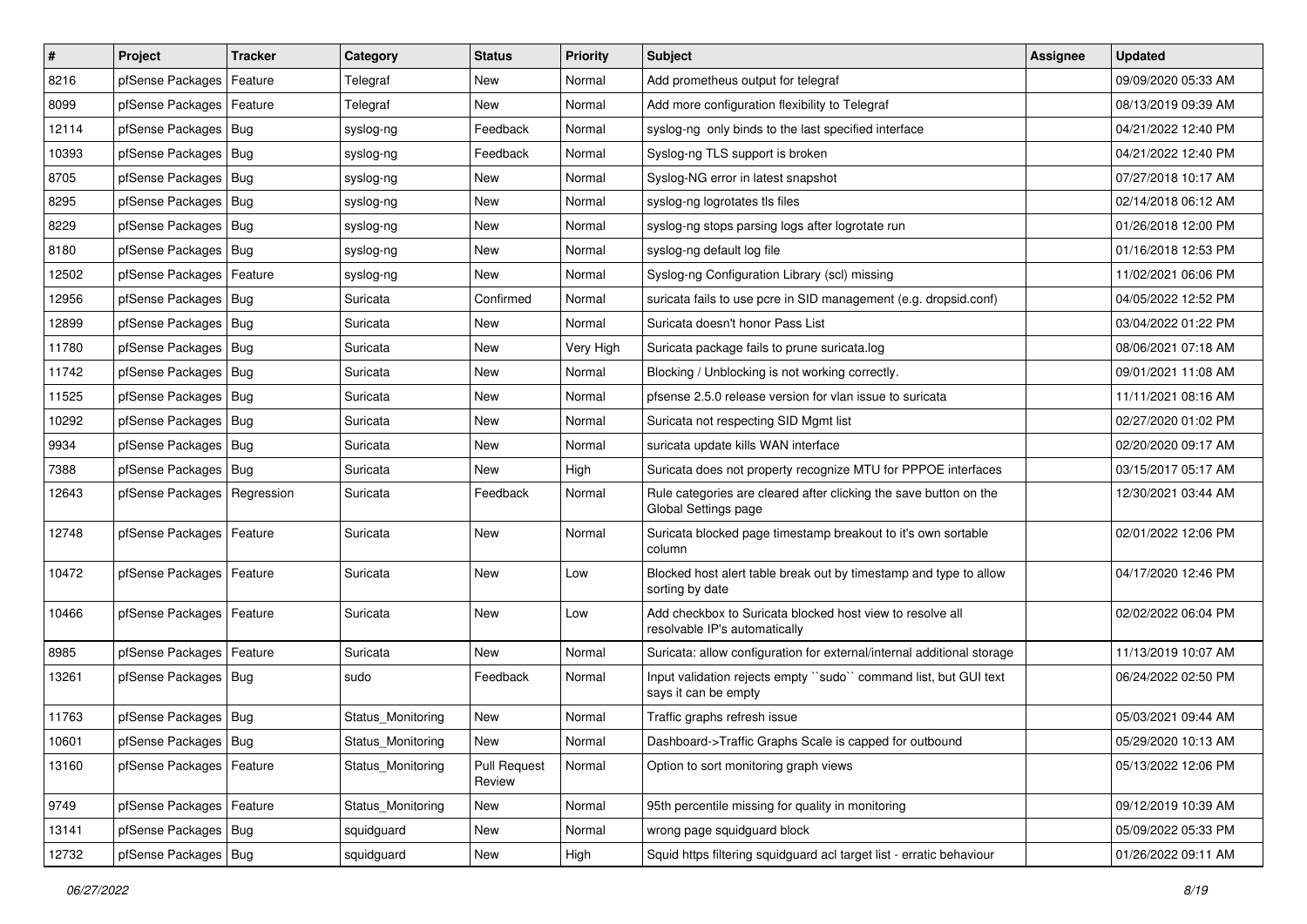| # | Project | Tracker | Category | Status | Priority | Subject | Assignee | Updated |
|---|---|---|---|---|---|---|---|---|
| 8216 | pfSense Packages | Feature | Telegraf | New | Normal | Add prometheus output for telegraf | | 09/09/2020 05:33 AM |
| 8099 | pfSense Packages | Feature | Telegraf | New | Normal | Add more configuration flexibility to Telegraf | | 08/13/2019 09:39 AM |
| 12114 | pfSense Packages | Bug | syslog-ng | Feedback | Normal | syslog-ng only binds to the last specified interface | | 04/21/2022 12:40 PM |
| 10393 | pfSense Packages | Bug | syslog-ng | Feedback | Normal | Syslog-ng TLS support is broken | | 04/21/2022 12:40 PM |
| 8705 | pfSense Packages | Bug | syslog-ng | New | Normal | Syslog-NG error in latest snapshot | | 07/27/2018 10:17 AM |
| 8295 | pfSense Packages | Bug | syslog-ng | New | Normal | syslog-ng logrotates tls files | | 02/14/2018 06:12 AM |
| 8229 | pfSense Packages | Bug | syslog-ng | New | Normal | syslog-ng stops parsing logs after logrotate run | | 01/26/2018 12:00 PM |
| 8180 | pfSense Packages | Bug | syslog-ng | New | Normal | syslog-ng default log file | | 01/16/2018 12:53 PM |
| 12502 | pfSense Packages | Feature | syslog-ng | New | Normal | Syslog-ng Configuration Library (scl) missing | | 11/02/2021 06:06 PM |
| 12956 | pfSense Packages | Bug | Suricata | Confirmed | Normal | suricata fails to use pcre in SID management (e.g. dropsid.conf) | | 04/05/2022 12:52 PM |
| 12899 | pfSense Packages | Bug | Suricata | New | Normal | Suricata doesn't honor Pass List | | 03/04/2022 01:22 PM |
| 11780 | pfSense Packages | Bug | Suricata | New | Very High | Suricata package fails to prune suricata.log | | 08/06/2021 07:18 AM |
| 11742 | pfSense Packages | Bug | Suricata | New | Normal | Blocking / Unblocking is not working correctly. | | 09/01/2021 11:08 AM |
| 11525 | pfSense Packages | Bug | Suricata | New | Normal | pfsense 2.5.0 release version for vlan issue to suricata | | 11/11/2021 08:16 AM |
| 10292 | pfSense Packages | Bug | Suricata | New | Normal | Suricata not respecting SID Mgmt list | | 02/27/2020 01:02 PM |
| 9934 | pfSense Packages | Bug | Suricata | New | Normal | suricata update kills WAN interface | | 02/20/2020 09:17 AM |
| 7388 | pfSense Packages | Bug | Suricata | New | High | Suricata does not property recognize MTU for PPPOE interfaces | | 03/15/2017 05:17 AM |
| 12643 | pfSense Packages | Regression | Suricata | Feedback | Normal | Rule categories are cleared after clicking the save button on the Global Settings page | | 12/30/2021 03:44 AM |
| 12748 | pfSense Packages | Feature | Suricata | New | Normal | Suricata blocked page timestamp breakout to it's own sortable column | | 02/01/2022 12:06 PM |
| 10472 | pfSense Packages | Feature | Suricata | New | Low | Blocked host alert table break out by timestamp and type to allow sorting by date | | 04/17/2020 12:46 PM |
| 10466 | pfSense Packages | Feature | Suricata | New | Low | Add checkbox to Suricata blocked host view to resolve all resolvable IP's automatically | | 02/02/2022 06:04 PM |
| 8985 | pfSense Packages | Feature | Suricata | New | Normal | Suricata: allow configuration for external/internal additional storage | | 11/13/2019 10:07 AM |
| 13261 | pfSense Packages | Bug | sudo | Feedback | Normal | Input validation rejects empty ``sudo`` command list, but GUI text says it can be empty | | 06/24/2022 02:50 PM |
| 11763 | pfSense Packages | Bug | Status_Monitoring | New | Normal | Traffic graphs refresh issue | | 05/03/2021 09:44 AM |
| 10601 | pfSense Packages | Bug | Status_Monitoring | New | Normal | Dashboard->Traffic Graphs Scale is capped for outbound | | 05/29/2020 10:13 AM |
| 13160 | pfSense Packages | Feature | Status_Monitoring | Pull Request Review | Normal | Option to sort monitoring graph views | | 05/13/2022 12:06 PM |
| 9749 | pfSense Packages | Feature | Status_Monitoring | New | Normal | 95th percentile missing for quality in monitoring | | 09/12/2019 10:39 AM |
| 13141 | pfSense Packages | Bug | squidguard | New | Normal | wrong page squidguard block | | 05/09/2022 05:33 PM |
| 12732 | pfSense Packages | Bug | squidguard | New | High | Squid https filtering squidguard acl target list - erratic behaviour | | 01/26/2022 09:11 AM |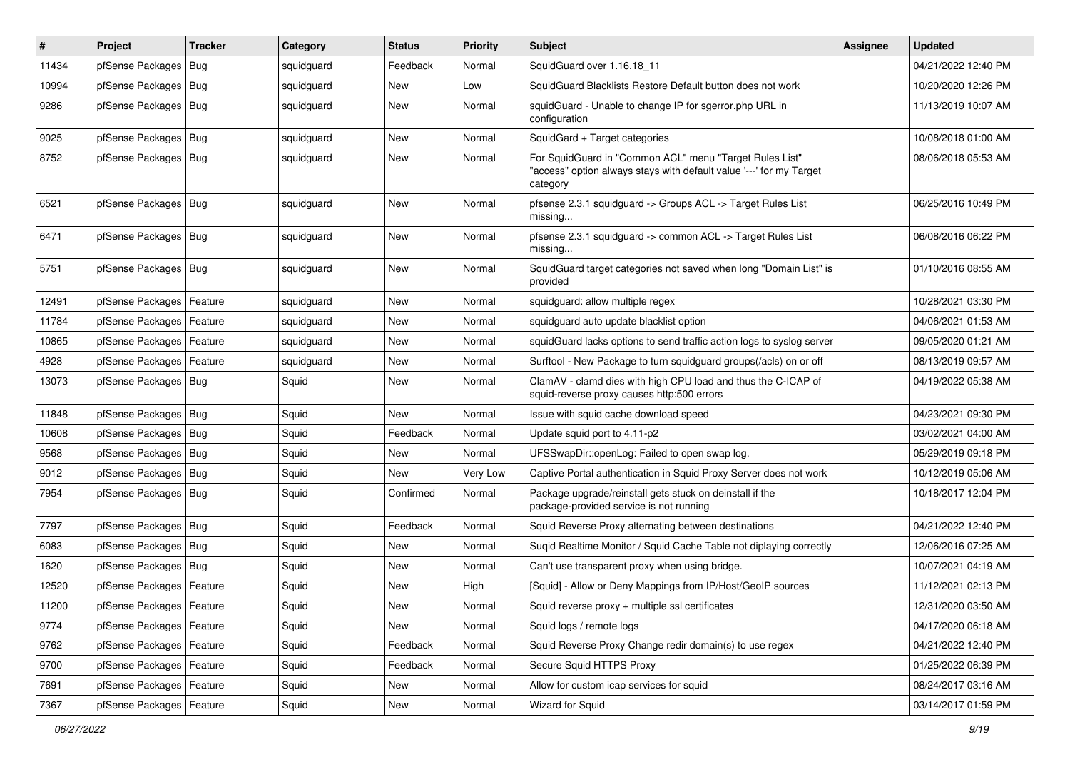| # | Project | Tracker | Category | Status | Priority | Subject | Assignee | Updated |
|---|---|---|---|---|---|---|---|---|
| 11434 | pfSense Packages | Bug | squidguard | Feedback | Normal | SquidGuard over 1.16.18_11 | | 04/21/2022 12:40 PM |
| 10994 | pfSense Packages | Bug | squidguard | New | Low | SquidGuard Blacklists Restore Default button does not work | | 10/20/2020 12:26 PM |
| 9286 | pfSense Packages | Bug | squidguard | New | Normal | squidGuard - Unable to change IP for sgerror.php URL in configuration | | 11/13/2019 10:07 AM |
| 9025 | pfSense Packages | Bug | squidguard | New | Normal | SquidGard + Target categories | | 10/08/2018 01:00 AM |
| 8752 | pfSense Packages | Bug | squidguard | New | Normal | For SquidGuard in "Common ACL" menu "Target Rules List" "access" option always stays with default value '---' for my Target category | | 08/06/2018 05:53 AM |
| 6521 | pfSense Packages | Bug | squidguard | New | Normal | pfsense 2.3.1 squidguard -> Groups ACL -> Target Rules List missing... | | 06/25/2016 10:49 PM |
| 6471 | pfSense Packages | Bug | squidguard | New | Normal | pfsense 2.3.1 squidguard -> common ACL -> Target Rules List missing... | | 06/08/2016 06:22 PM |
| 5751 | pfSense Packages | Bug | squidguard | New | Normal | SquidGuard target categories not saved when long "Domain List" is provided | | 01/10/2016 08:55 AM |
| 12491 | pfSense Packages | Feature | squidguard | New | Normal | squidguard: allow multiple regex | | 10/28/2021 03:30 PM |
| 11784 | pfSense Packages | Feature | squidguard | New | Normal | squidguard auto update blacklist option | | 04/06/2021 01:53 AM |
| 10865 | pfSense Packages | Feature | squidguard | New | Normal | squidGuard lacks options to send traffic action logs to syslog server | | 09/05/2020 01:21 AM |
| 4928 | pfSense Packages | Feature | squidguard | New | Normal | Surftool - New Package to turn squidguard groups(/acls) on or off | | 08/13/2019 09:57 AM |
| 13073 | pfSense Packages | Bug | Squid | New | Normal | ClamAV - clamd dies with high CPU load and thus the C-ICAP of squid-reverse proxy causes http:500 errors | | 04/19/2022 05:38 AM |
| 11848 | pfSense Packages | Bug | Squid | New | Normal | Issue with squid cache download speed | | 04/23/2021 09:30 PM |
| 10608 | pfSense Packages | Bug | Squid | Feedback | Normal | Update squid port to 4.11-p2 | | 03/02/2021 04:00 AM |
| 9568 | pfSense Packages | Bug | Squid | New | Normal | UFSSwapDir::openLog: Failed to open swap log. | | 05/29/2019 09:18 PM |
| 9012 | pfSense Packages | Bug | Squid | New | Very Low | Captive Portal authentication in Squid Proxy Server does not work | | 10/12/2019 05:06 AM |
| 7954 | pfSense Packages | Bug | Squid | Confirmed | Normal | Package upgrade/reinstall gets stuck on deinstall if the package-provided service is not running | | 10/18/2017 12:04 PM |
| 7797 | pfSense Packages | Bug | Squid | Feedback | Normal | Squid Reverse Proxy alternating between destinations | | 04/21/2022 12:40 PM |
| 6083 | pfSense Packages | Bug | Squid | New | Normal | Suqid Realtime Monitor / Squid Cache Table not diplaying correctly | | 12/06/2016 07:25 AM |
| 1620 | pfSense Packages | Bug | Squid | New | Normal | Can't use transparent proxy when using bridge. | | 10/07/2021 04:19 AM |
| 12520 | pfSense Packages | Feature | Squid | New | High | [Squid] - Allow or Deny Mappings from IP/Host/GeoIP sources | | 11/12/2021 02:13 PM |
| 11200 | pfSense Packages | Feature | Squid | New | Normal | Squid reverse proxy + multiple ssl certificates | | 12/31/2020 03:50 AM |
| 9774 | pfSense Packages | Feature | Squid | New | Normal | Squid logs / remote logs | | 04/17/2020 06:18 AM |
| 9762 | pfSense Packages | Feature | Squid | Feedback | Normal | Squid Reverse Proxy Change redir domain(s) to use regex | | 04/21/2022 12:40 PM |
| 9700 | pfSense Packages | Feature | Squid | Feedback | Normal | Secure Squid HTTPS Proxy | | 01/25/2022 06:39 PM |
| 7691 | pfSense Packages | Feature | Squid | New | Normal | Allow for custom icap services for squid | | 08/24/2017 03:16 AM |
| 7367 | pfSense Packages | Feature | Squid | New | Normal | Wizard for Squid | | 03/14/2017 01:59 PM |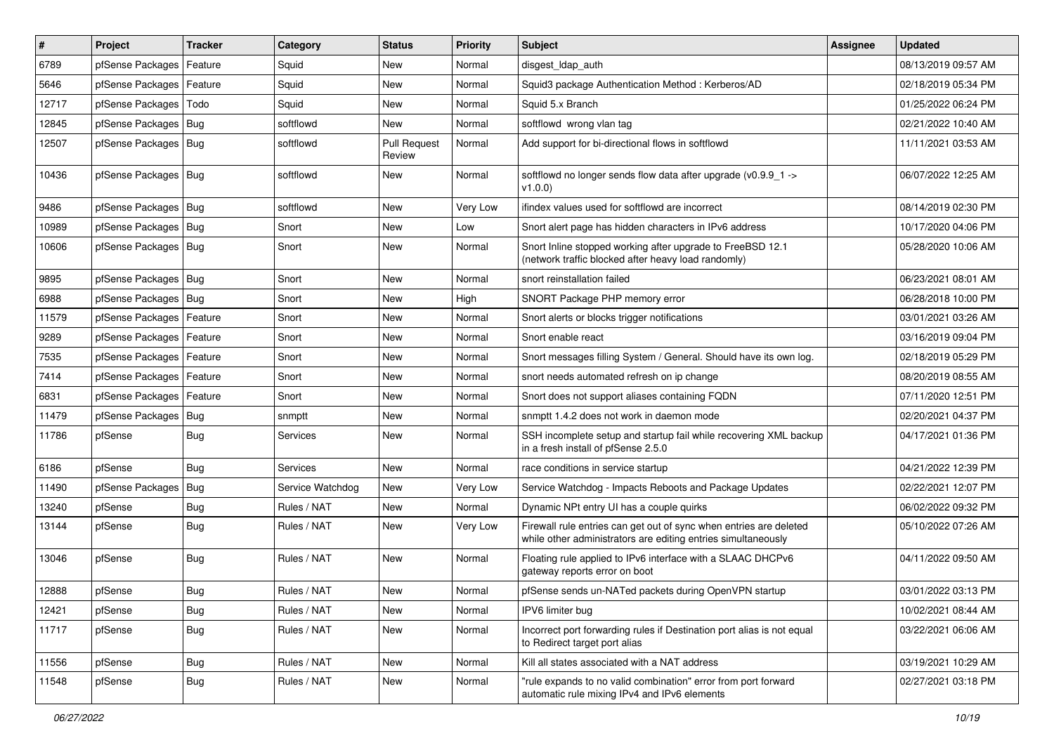| # | Project | Tracker | Category | Status | Priority | Subject | Assignee | Updated |
|---|---|---|---|---|---|---|---|---|
| 6789 | pfSense Packages | Feature | Squid | New | Normal | disgest_ldap_auth | | 08/13/2019 09:57 AM |
| 5646 | pfSense Packages | Feature | Squid | New | Normal | Squid3 package Authentication Method : Kerberos/AD | | 02/18/2019 05:34 PM |
| 12717 | pfSense Packages | Todo | Squid | New | Normal | Squid 5.x Branch | | 01/25/2022 06:24 PM |
| 12845 | pfSense Packages | Bug | softflowd | New | Normal | softflowd wrong vlan tag | | 02/21/2022 10:40 AM |
| 12507 | pfSense Packages | Bug | softflowd | Pull Request Review | Normal | Add support for bi-directional flows in softflowd | | 11/11/2021 03:53 AM |
| 10436 | pfSense Packages | Bug | softflowd | New | Normal | softflowd no longer sends flow data after upgrade (v0.9.9_1 -> v1.0.0) | | 06/07/2022 12:25 AM |
| 9486 | pfSense Packages | Bug | softflowd | New | Very Low | ifindex values used for softflowd are incorrect | | 08/14/2019 02:30 PM |
| 10989 | pfSense Packages | Bug | Snort | New | Low | Snort alert page has hidden characters in IPv6 address | | 10/17/2020 04:06 PM |
| 10606 | pfSense Packages | Bug | Snort | New | Normal | Snort Inline stopped working after upgrade to FreeBSD 12.1 (network traffic blocked after heavy load randomly) | | 05/28/2020 10:06 AM |
| 9895 | pfSense Packages | Bug | Snort | New | Normal | snort reinstallation failed | | 06/23/2021 08:01 AM |
| 6988 | pfSense Packages | Bug | Snort | New | High | SNORT Package PHP memory error | | 06/28/2018 10:00 PM |
| 11579 | pfSense Packages | Feature | Snort | New | Normal | Snort alerts or blocks trigger notifications | | 03/01/2021 03:26 AM |
| 9289 | pfSense Packages | Feature | Snort | New | Normal | Snort enable react | | 03/16/2019 09:04 PM |
| 7535 | pfSense Packages | Feature | Snort | New | Normal | Snort messages filling System / General. Should have its own log. | | 02/18/2019 05:29 PM |
| 7414 | pfSense Packages | Feature | Snort | New | Normal | snort needs automated refresh on ip change | | 08/20/2019 08:55 AM |
| 6831 | pfSense Packages | Feature | Snort | New | Normal | Snort does not support aliases containing FQDN | | 07/11/2020 12:51 PM |
| 11479 | pfSense Packages | Bug | snmptt | New | Normal | snmptt 1.4.2 does not work in daemon mode | | 02/20/2021 04:37 PM |
| 11786 | pfSense | Bug | Services | New | Normal | SSH incomplete setup and startup fail while recovering XML backup in a fresh install of pfSense 2.5.0 | | 04/17/2021 01:36 PM |
| 6186 | pfSense | Bug | Services | New | Normal | race conditions in service startup | | 04/21/2022 12:39 PM |
| 11490 | pfSense Packages | Bug | Service Watchdog | New | Very Low | Service Watchdog - Impacts Reboots and Package Updates | | 02/22/2021 12:07 PM |
| 13240 | pfSense | Bug | Rules / NAT | New | Normal | Dynamic NPt entry UI has a couple quirks | | 06/02/2022 09:32 PM |
| 13144 | pfSense | Bug | Rules / NAT | New | Very Low | Firewall rule entries can get out of sync when entries are deleted while other administrators are editing entries simultaneously | | 05/10/2022 07:26 AM |
| 13046 | pfSense | Bug | Rules / NAT | New | Normal | Floating rule applied to IPv6 interface with a SLAAC DHCPv6 gateway reports error on boot | | 04/11/2022 09:50 AM |
| 12888 | pfSense | Bug | Rules / NAT | New | Normal | pfSense sends un-NATed packets during OpenVPN startup | | 03/01/2022 03:13 PM |
| 12421 | pfSense | Bug | Rules / NAT | New | Normal | IPV6 limiter bug | | 10/02/2021 08:44 AM |
| 11717 | pfSense | Bug | Rules / NAT | New | Normal | Incorrect port forwarding rules if Destination port alias is not equal to Redirect target port alias | | 03/22/2021 06:06 AM |
| 11556 | pfSense | Bug | Rules / NAT | New | Normal | Kill all states associated with a NAT address | | 03/19/2021 10:29 AM |
| 11548 | pfSense | Bug | Rules / NAT | New | Normal | "rule expands to no valid combination" error from port forward automatic rule mixing IPv4 and IPv6 elements | | 02/27/2021 03:18 PM |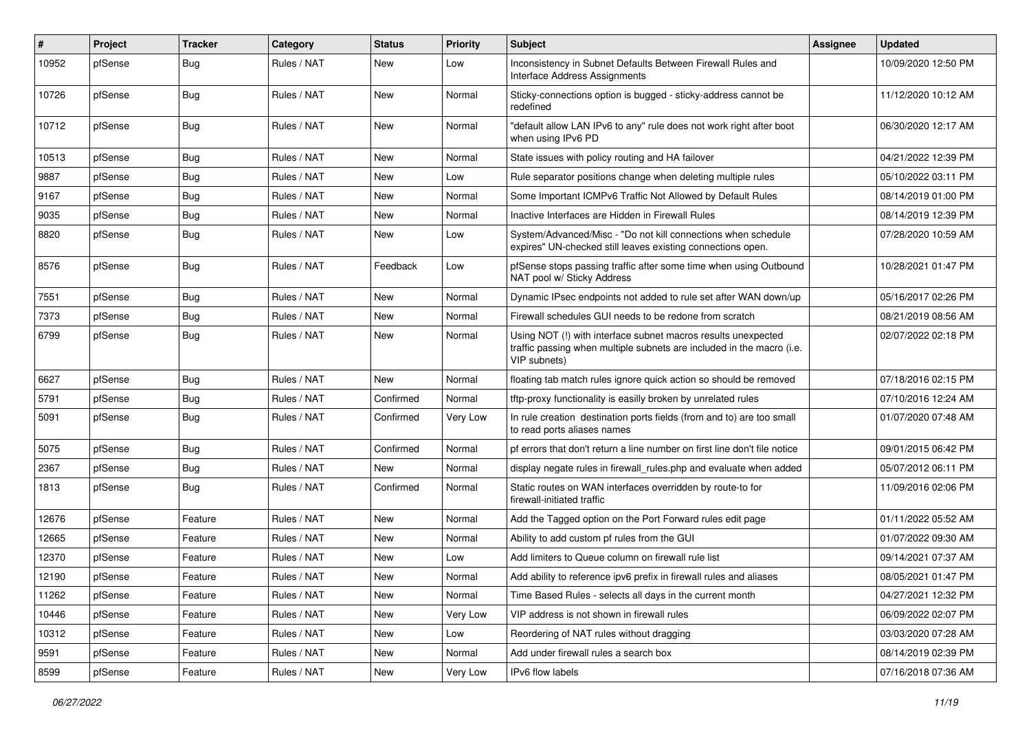| # | Project | Tracker | Category | Status | Priority | Subject | Assignee | Updated |
|---|---|---|---|---|---|---|---|---|
| 10952 | pfSense | Bug | Rules / NAT | New | Low | Inconsistency in Subnet Defaults Between Firewall Rules and Interface Address Assignments | | 10/09/2020 12:50 PM |
| 10726 | pfSense | Bug | Rules / NAT | New | Normal | Sticky-connections option is bugged - sticky-address cannot be redefined | | 11/12/2020 10:12 AM |
| 10712 | pfSense | Bug | Rules / NAT | New | Normal | "default allow LAN IPv6 to any" rule does not work right after boot when using IPv6 PD | | 06/30/2020 12:17 AM |
| 10513 | pfSense | Bug | Rules / NAT | New | Normal | State issues with policy routing and HA failover | | 04/21/2022 12:39 PM |
| 9887 | pfSense | Bug | Rules / NAT | New | Low | Rule separator positions change when deleting multiple rules | | 05/10/2022 03:11 PM |
| 9167 | pfSense | Bug | Rules / NAT | New | Normal | Some Important ICMPv6 Traffic Not Allowed by Default Rules | | 08/14/2019 01:00 PM |
| 9035 | pfSense | Bug | Rules / NAT | New | Normal | Inactive Interfaces are Hidden in Firewall Rules | | 08/14/2019 12:39 PM |
| 8820 | pfSense | Bug | Rules / NAT | New | Low | System/Advanced/Misc - "Do not kill connections when schedule expires" UN-checked still leaves existing connections open. | | 07/28/2020 10:59 AM |
| 8576 | pfSense | Bug | Rules / NAT | Feedback | Low | pfSense stops passing traffic after some time when using Outbound NAT pool w/ Sticky Address | | 10/28/2021 01:47 PM |
| 7551 | pfSense | Bug | Rules / NAT | New | Normal | Dynamic IPsec endpoints not added to rule set after WAN down/up | | 05/16/2017 02:26 PM |
| 7373 | pfSense | Bug | Rules / NAT | New | Normal | Firewall schedules GUI needs to be redone from scratch | | 08/21/2019 08:56 AM |
| 6799 | pfSense | Bug | Rules / NAT | New | Normal | Using NOT (!) with interface subnet macros results unexpected traffic passing when multiple subnets are included in the macro (i.e. VIP subnets) | | 02/07/2022 02:18 PM |
| 6627 | pfSense | Bug | Rules / NAT | New | Normal | floating tab match rules ignore quick action so should be removed | | 07/18/2016 02:15 PM |
| 5791 | pfSense | Bug | Rules / NAT | Confirmed | Normal | tftp-proxy functionality is easilly broken by unrelated rules | | 07/10/2016 12:24 AM |
| 5091 | pfSense | Bug | Rules / NAT | Confirmed | Very Low | In rule creation destination ports fields (from and to) are too small to read ports aliases names | | 01/07/2020 07:48 AM |
| 5075 | pfSense | Bug | Rules / NAT | Confirmed | Normal | pf errors that don't return a line number on first line don't file notice | | 09/01/2015 06:42 PM |
| 2367 | pfSense | Bug | Rules / NAT | New | Normal | display negate rules in firewall_rules.php and evaluate when added | | 05/07/2012 06:11 PM |
| 1813 | pfSense | Bug | Rules / NAT | Confirmed | Normal | Static routes on WAN interfaces overridden by route-to for firewall-initiated traffic | | 11/09/2016 02:06 PM |
| 12676 | pfSense | Feature | Rules / NAT | New | Normal | Add the Tagged option on the Port Forward rules edit page | | 01/11/2022 05:52 AM |
| 12665 | pfSense | Feature | Rules / NAT | New | Normal | Ability to add custom pf rules from the GUI | | 01/07/2022 09:30 AM |
| 12370 | pfSense | Feature | Rules / NAT | New | Low | Add limiters to Queue column on firewall rule list | | 09/14/2021 07:37 AM |
| 12190 | pfSense | Feature | Rules / NAT | New | Normal | Add ability to reference ipv6 prefix in firewall rules and aliases | | 08/05/2021 01:47 PM |
| 11262 | pfSense | Feature | Rules / NAT | New | Normal | Time Based Rules - selects all days in the current month | | 04/27/2021 12:32 PM |
| 10446 | pfSense | Feature | Rules / NAT | New | Very Low | VIP address is not shown in firewall rules | | 06/09/2022 02:07 PM |
| 10312 | pfSense | Feature | Rules / NAT | New | Low | Reordering of NAT rules without dragging | | 03/03/2020 07:28 AM |
| 9591 | pfSense | Feature | Rules / NAT | New | Normal | Add under firewall rules a search box | | 08/14/2019 02:39 PM |
| 8599 | pfSense | Feature | Rules / NAT | New | Very Low | IPv6 flow labels | | 07/16/2018 07:36 AM |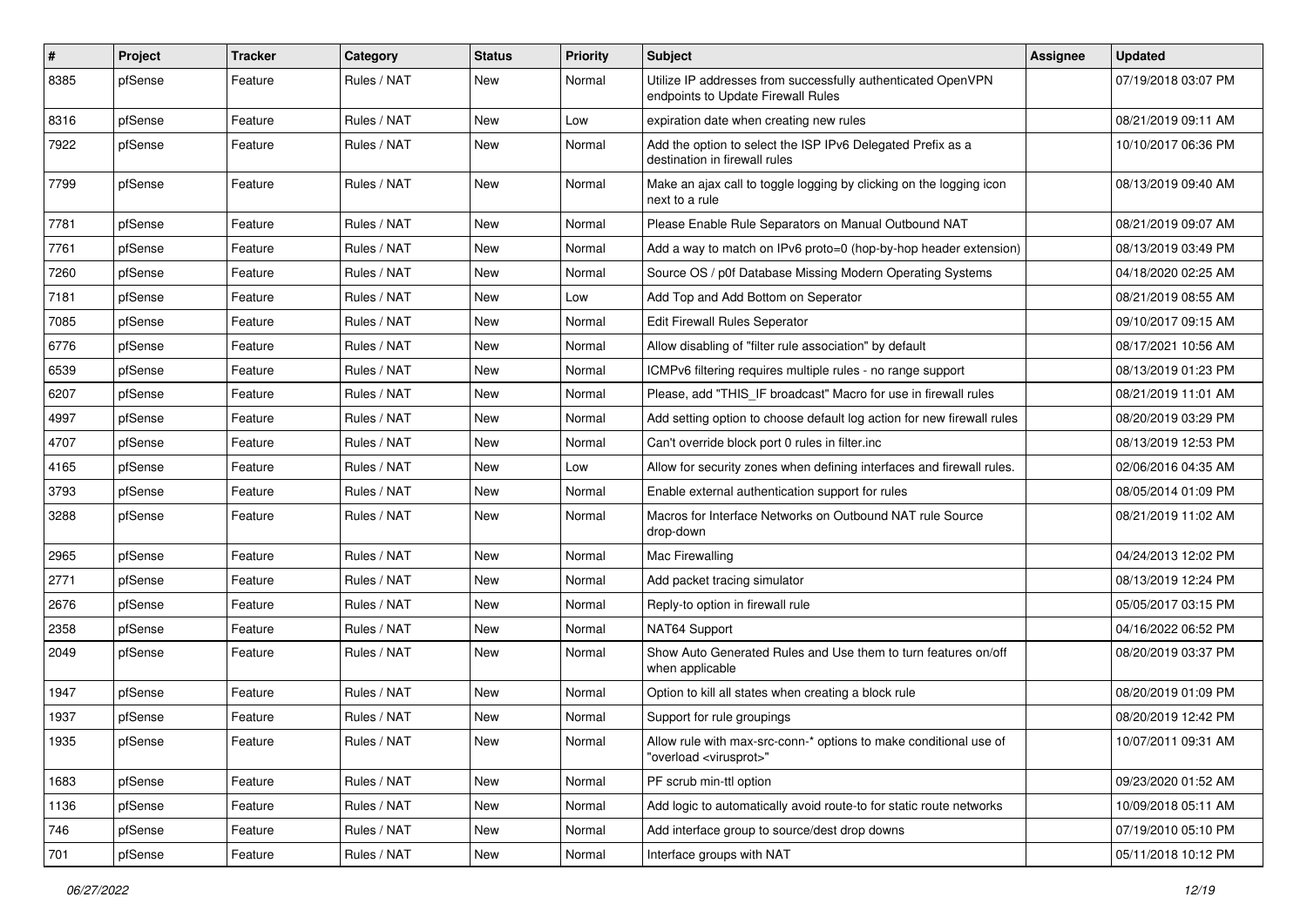| # | Project | Tracker | Category | Status | Priority | Subject | Assignee | Updated |
|---|---|---|---|---|---|---|---|---|
| 8385 | pfSense | Feature | Rules / NAT | New | Normal | Utilize IP addresses from successfully authenticated OpenVPN endpoints to Update Firewall Rules | | 07/19/2018 03:07 PM |
| 8316 | pfSense | Feature | Rules / NAT | New | Low | expiration date when creating new rules | | 08/21/2019 09:11 AM |
| 7922 | pfSense | Feature | Rules / NAT | New | Normal | Add the option to select the ISP IPv6 Delegated Prefix as a destination in firewall rules | | 10/10/2017 06:36 PM |
| 7799 | pfSense | Feature | Rules / NAT | New | Normal | Make an ajax call to toggle logging by clicking on the logging icon next to a rule | | 08/13/2019 09:40 AM |
| 7781 | pfSense | Feature | Rules / NAT | New | Normal | Please Enable Rule Separators on Manual Outbound NAT | | 08/21/2019 09:07 AM |
| 7761 | pfSense | Feature | Rules / NAT | New | Normal | Add a way to match on IPv6 proto=0 (hop-by-hop header extension) | | 08/13/2019 03:49 PM |
| 7260 | pfSense | Feature | Rules / NAT | New | Normal | Source OS / p0f Database Missing Modern Operating Systems | | 04/18/2020 02:25 AM |
| 7181 | pfSense | Feature | Rules / NAT | New | Low | Add Top and Add Bottom on Seperator | | 08/21/2019 08:55 AM |
| 7085 | pfSense | Feature | Rules / NAT | New | Normal | Edit Firewall Rules Seperator | | 09/10/2017 09:15 AM |
| 6776 | pfSense | Feature | Rules / NAT | New | Normal | Allow disabling of "filter rule association" by default | | 08/17/2021 10:56 AM |
| 6539 | pfSense | Feature | Rules / NAT | New | Normal | ICMPv6 filtering requires multiple rules - no range support | | 08/13/2019 01:23 PM |
| 6207 | pfSense | Feature | Rules / NAT | New | Normal | Please, add "THIS_IF broadcast" Macro for use in firewall rules | | 08/21/2019 11:01 AM |
| 4997 | pfSense | Feature | Rules / NAT | New | Normal | Add setting option to choose default log action for new firewall rules | | 08/20/2019 03:29 PM |
| 4707 | pfSense | Feature | Rules / NAT | New | Normal | Can't override block port 0 rules in filter.inc | | 08/13/2019 12:53 PM |
| 4165 | pfSense | Feature | Rules / NAT | New | Low | Allow for security zones when defining interfaces and firewall rules. | | 02/06/2016 04:35 AM |
| 3793 | pfSense | Feature | Rules / NAT | New | Normal | Enable external authentication support for rules | | 08/05/2014 01:09 PM |
| 3288 | pfSense | Feature | Rules / NAT | New | Normal | Macros for Interface Networks on Outbound NAT rule Source drop-down | | 08/21/2019 11:02 AM |
| 2965 | pfSense | Feature | Rules / NAT | New | Normal | Mac Firewalling | | 04/24/2013 12:02 PM |
| 2771 | pfSense | Feature | Rules / NAT | New | Normal | Add packet tracing simulator | | 08/13/2019 12:24 PM |
| 2676 | pfSense | Feature | Rules / NAT | New | Normal | Reply-to option in firewall rule | | 05/05/2017 03:15 PM |
| 2358 | pfSense | Feature | Rules / NAT | New | Normal | NAT64 Support | | 04/16/2022 06:52 PM |
| 2049 | pfSense | Feature | Rules / NAT | New | Normal | Show Auto Generated Rules and Use them to turn features on/off when applicable | | 08/20/2019 03:37 PM |
| 1947 | pfSense | Feature | Rules / NAT | New | Normal | Option to kill all states when creating a block rule | | 08/20/2019 01:09 PM |
| 1937 | pfSense | Feature | Rules / NAT | New | Normal | Support for rule groupings | | 08/20/2019 12:42 PM |
| 1935 | pfSense | Feature | Rules / NAT | New | Normal | Allow rule with max-src-conn-* options to make conditional use of "overload <virusprot>" | | 10/07/2011 09:31 AM |
| 1683 | pfSense | Feature | Rules / NAT | New | Normal | PF scrub min-ttl option | | 09/23/2020 01:52 AM |
| 1136 | pfSense | Feature | Rules / NAT | New | Normal | Add logic to automatically avoid route-to for static route networks | | 10/09/2018 05:11 AM |
| 746 | pfSense | Feature | Rules / NAT | New | Normal | Add interface group to source/dest drop downs | | 07/19/2010 05:10 PM |
| 701 | pfSense | Feature | Rules / NAT | New | Normal | Interface groups with NAT | | 05/11/2018 10:12 PM |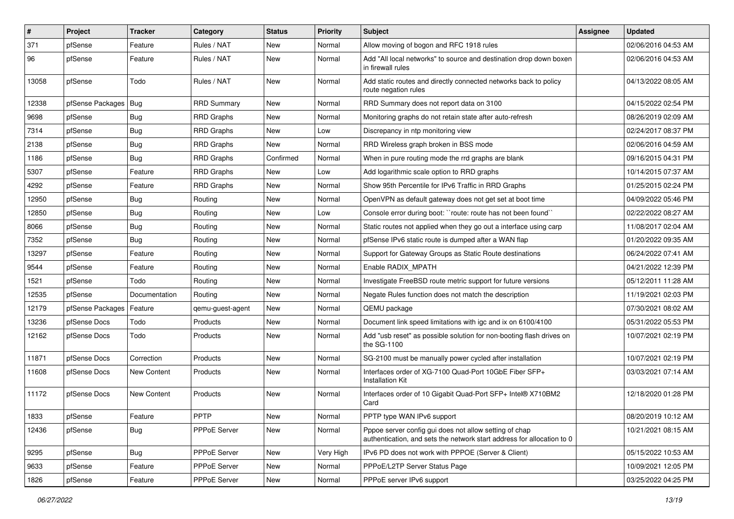| # | Project | Tracker | Category | Status | Priority | Subject | Assignee | Updated |
|---|---|---|---|---|---|---|---|---|
| 371 | pfSense | Feature | Rules / NAT | New | Normal | Allow moving of bogon and RFC 1918 rules | | 02/06/2016 04:53 AM |
| 96 | pfSense | Feature | Rules / NAT | New | Normal | Add "All local networks" to source and destination drop down boxen in firewall rules | | 02/06/2016 04:53 AM |
| 13058 | pfSense | Todo | Rules / NAT | New | Normal | Add static routes and directly connected networks back to policy route negation rules | | 04/13/2022 08:05 AM |
| 12338 | pfSense Packages | Bug | RRD Summary | New | Normal | RRD Summary does not report data on 3100 | | 04/15/2022 02:54 PM |
| 9698 | pfSense | Bug | RRD Graphs | New | Normal | Monitoring graphs do not retain state after auto-refresh | | 08/26/2019 02:09 AM |
| 7314 | pfSense | Bug | RRD Graphs | New | Low | Discrepancy in ntp monitoring view | | 02/24/2017 08:37 PM |
| 2138 | pfSense | Bug | RRD Graphs | New | Normal | RRD Wireless graph broken in BSS mode | | 02/06/2016 04:59 AM |
| 1186 | pfSense | Bug | RRD Graphs | Confirmed | Normal | When in pure routing mode the rrd graphs are blank | | 09/16/2015 04:31 PM |
| 5307 | pfSense | Feature | RRD Graphs | New | Low | Add logarithmic scale option to RRD graphs | | 10/14/2015 07:37 AM |
| 4292 | pfSense | Feature | RRD Graphs | New | Normal | Show 95th Percentile for IPv6 Traffic in RRD Graphs | | 01/25/2015 02:24 PM |
| 12950 | pfSense | Bug | Routing | New | Normal | OpenVPN as default gateway does not get set at boot time | | 04/09/2022 05:46 PM |
| 12850 | pfSense | Bug | Routing | New | Low | Console error during boot: ``route: route has not been found`` | | 02/22/2022 08:27 AM |
| 8066 | pfSense | Bug | Routing | New | Normal | Static routes not applied when they go out a interface using carp | | 11/08/2017 02:04 AM |
| 7352 | pfSense | Bug | Routing | New | Normal | pfSense IPv6 static route is dumped after a WAN flap | | 01/20/2022 09:35 AM |
| 13297 | pfSense | Feature | Routing | New | Normal | Support for Gateway Groups as Static Route destinations | | 06/24/2022 07:41 AM |
| 9544 | pfSense | Feature | Routing | New | Normal | Enable RADIX_MPATH | | 04/21/2022 12:39 PM |
| 1521 | pfSense | Todo | Routing | New | Normal | Investigate FreeBSD route metric support for future versions | | 05/12/2011 11:28 AM |
| 12535 | pfSense | Documentation | Routing | New | Normal | Negate Rules function does not match the description | | 11/19/2021 02:03 PM |
| 12179 | pfSense Packages | Feature | qemu-guest-agent | New | Normal | QEMU package | | 07/30/2021 08:02 AM |
| 13236 | pfSense Docs | Todo | Products | New | Normal | Document link speed limitations with igc and ix on 6100/4100 | | 05/31/2022 05:53 PM |
| 12162 | pfSense Docs | Todo | Products | New | Normal | Add "usb reset" as possible solution for non-booting flash drives on the SG-1100 | | 10/07/2021 02:19 PM |
| 11871 | pfSense Docs | Correction | Products | New | Normal | SG-2100 must be manually power cycled after installation | | 10/07/2021 02:19 PM |
| 11608 | pfSense Docs | New Content | Products | New | Normal | Interfaces order of XG-7100 Quad-Port 10GbE Fiber SFP+ Installation Kit | | 03/03/2021 07:14 AM |
| 11172 | pfSense Docs | New Content | Products | New | Normal | Interfaces order of 10 Gigabit Quad-Port SFP+ Intel® X710BM2 Card | | 12/18/2020 01:28 PM |
| 1833 | pfSense | Feature | PPTP | New | Normal | PPTP type WAN IPv6 support | | 08/20/2019 10:12 AM |
| 12436 | pfSense | Bug | PPPoE Server | New | Normal | Pppoe server config gui does not allow setting of chap authentication, and sets the network start address for allocation to 0 | | 10/21/2021 08:15 AM |
| 9295 | pfSense | Bug | PPPoE Server | New | Very High | IPv6 PD does not work with PPPOE (Server & Client) | | 05/15/2022 10:53 AM |
| 9633 | pfSense | Feature | PPPoE Server | New | Normal | PPPoE/L2TP Server Status Page | | 10/09/2021 12:05 PM |
| 1826 | pfSense | Feature | PPPoE Server | New | Normal | PPPoE server IPv6 support | | 03/25/2022 04:25 PM |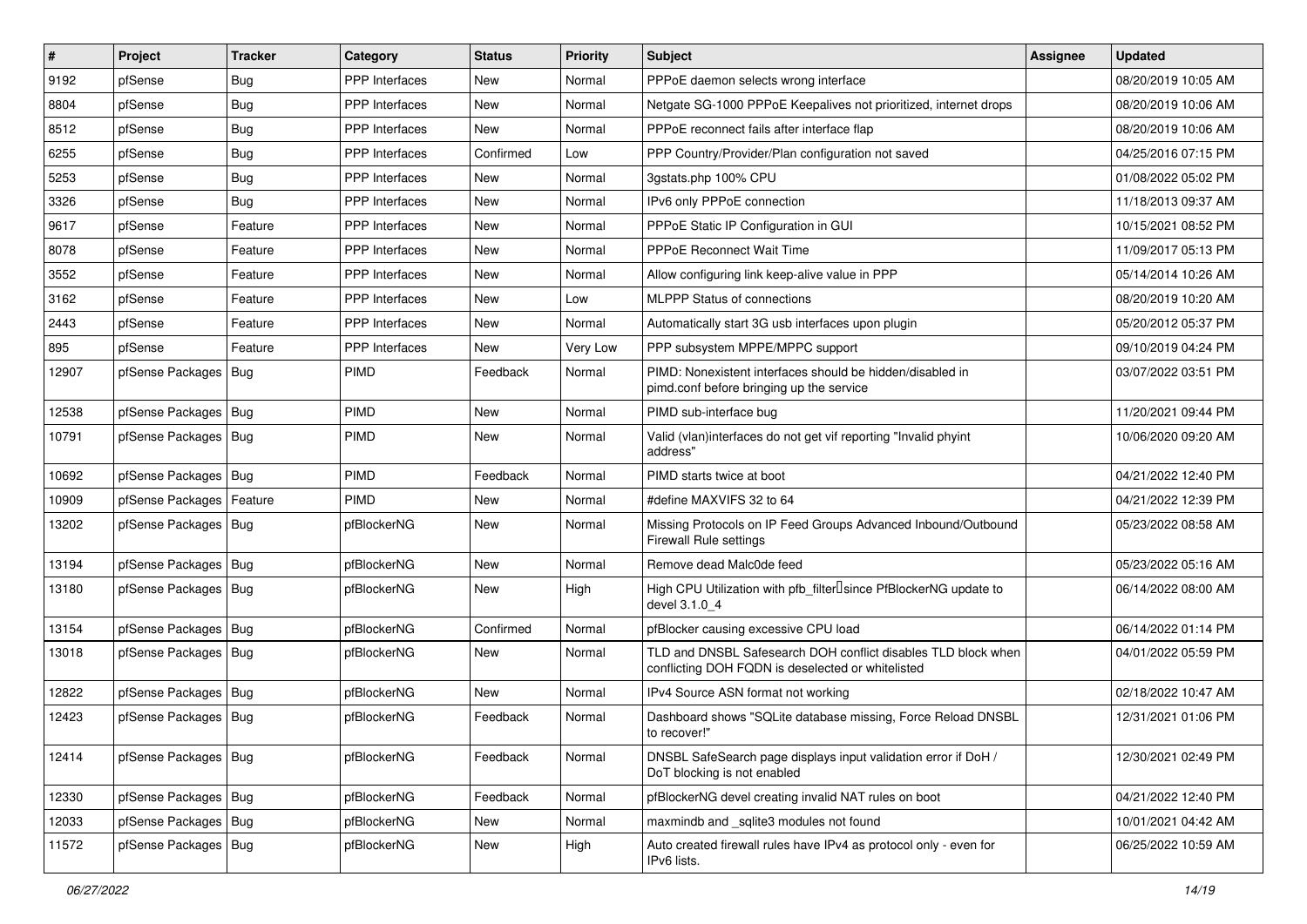| # | Project | Tracker | Category | Status | Priority | Subject | Assignee | Updated |
|---|---|---|---|---|---|---|---|---|
| 9192 | pfSense | Bug | PPP Interfaces | New | Normal | PPPoE daemon selects wrong interface | | 08/20/2019 10:05 AM |
| 8804 | pfSense | Bug | PPP Interfaces | New | Normal | Netgate SG-1000 PPPoE Keepalives not prioritized, internet drops | | 08/20/2019 10:06 AM |
| 8512 | pfSense | Bug | PPP Interfaces | New | Normal | PPPoE reconnect fails after interface flap | | 08/20/2019 10:06 AM |
| 6255 | pfSense | Bug | PPP Interfaces | Confirmed | Low | PPP Country/Provider/Plan configuration not saved | | 04/25/2016 07:15 PM |
| 5253 | pfSense | Bug | PPP Interfaces | New | Normal | 3gstats.php 100% CPU | | 01/08/2022 05:02 PM |
| 3326 | pfSense | Bug | PPP Interfaces | New | Normal | IPv6 only PPPoE connection | | 11/18/2013 09:37 AM |
| 9617 | pfSense | Feature | PPP Interfaces | New | Normal | PPPoE Static IP Configuration in GUI | | 10/15/2021 08:52 PM |
| 8078 | pfSense | Feature | PPP Interfaces | New | Normal | PPPoE Reconnect Wait Time | | 11/09/2017 05:13 PM |
| 3552 | pfSense | Feature | PPP Interfaces | New | Normal | Allow configuring link keep-alive value in PPP | | 05/14/2014 10:26 AM |
| 3162 | pfSense | Feature | PPP Interfaces | New | Low | MLPPP Status of connections | | 08/20/2019 10:20 AM |
| 2443 | pfSense | Feature | PPP Interfaces | New | Normal | Automatically start 3G usb interfaces upon plugin | | 05/20/2012 05:37 PM |
| 895 | pfSense | Feature | PPP Interfaces | New | Very Low | PPP subsystem MPPE/MPPC support | | 09/10/2019 04:24 PM |
| 12907 | pfSense Packages | Bug | PIMD | Feedback | Normal | PIMD: Nonexistent interfaces should be hidden/disabled in pimd.conf before bringing up the service | | 03/07/2022 03:51 PM |
| 12538 | pfSense Packages | Bug | PIMD | New | Normal | PIMD sub-interface bug | | 11/20/2021 09:44 PM |
| 10791 | pfSense Packages | Bug | PIMD | New | Normal | Valid (vlan)interfaces do not get vif reporting "Invalid phyint address" | | 10/06/2020 09:20 AM |
| 10692 | pfSense Packages | Bug | PIMD | Feedback | Normal | PIMD starts twice at boot | | 04/21/2022 12:40 PM |
| 10909 | pfSense Packages | Feature | PIMD | New | Normal | #define MAXVIFS 32 to 64 | | 04/21/2022 12:39 PM |
| 13202 | pfSense Packages | Bug | pfBlockerNG | New | Normal | Missing Protocols on IP Feed Groups Advanced Inbound/Outbound Firewall Rule settings | | 05/23/2022 08:58 AM |
| 13194 | pfSense Packages | Bug | pfBlockerNG | New | Normal | Remove dead Malc0de feed | | 05/23/2022 05:16 AM |
| 13180 | pfSense Packages | Bug | pfBlockerNG | New | High | High CPU Utilization with pfb_filter since PfBlockerNG update to devel 3.1.0_4 | | 06/14/2022 08:00 AM |
| 13154 | pfSense Packages | Bug | pfBlockerNG | Confirmed | Normal | pfBlocker causing excessive CPU load | | 06/14/2022 01:14 PM |
| 13018 | pfSense Packages | Bug | pfBlockerNG | New | Normal | TLD and DNSBL Safesearch DOH conflict disables TLD block when conflicting DOH FQDN is deselected or whitelisted | | 04/01/2022 05:59 PM |
| 12822 | pfSense Packages | Bug | pfBlockerNG | New | Normal | IPv4 Source ASN format not working | | 02/18/2022 10:47 AM |
| 12423 | pfSense Packages | Bug | pfBlockerNG | Feedback | Normal | Dashboard shows "SQLite database missing, Force Reload DNSBL to recover!" | | 12/31/2021 01:06 PM |
| 12414 | pfSense Packages | Bug | pfBlockerNG | Feedback | Normal | DNSBL SafeSearch page displays input validation error if DoH / DoT blocking is not enabled | | 12/30/2021 02:49 PM |
| 12330 | pfSense Packages | Bug | pfBlockerNG | Feedback | Normal | pfBlockerNG devel creating invalid NAT rules on boot | | 04/21/2022 12:40 PM |
| 12033 | pfSense Packages | Bug | pfBlockerNG | New | Normal | maxmindb and _sqlite3 modules not found | | 10/01/2021 04:42 AM |
| 11572 | pfSense Packages | Bug | pfBlockerNG | New | High | Auto created firewall rules have IPv4 as protocol only - even for IPv6 lists. | | 06/25/2022 10:59 AM |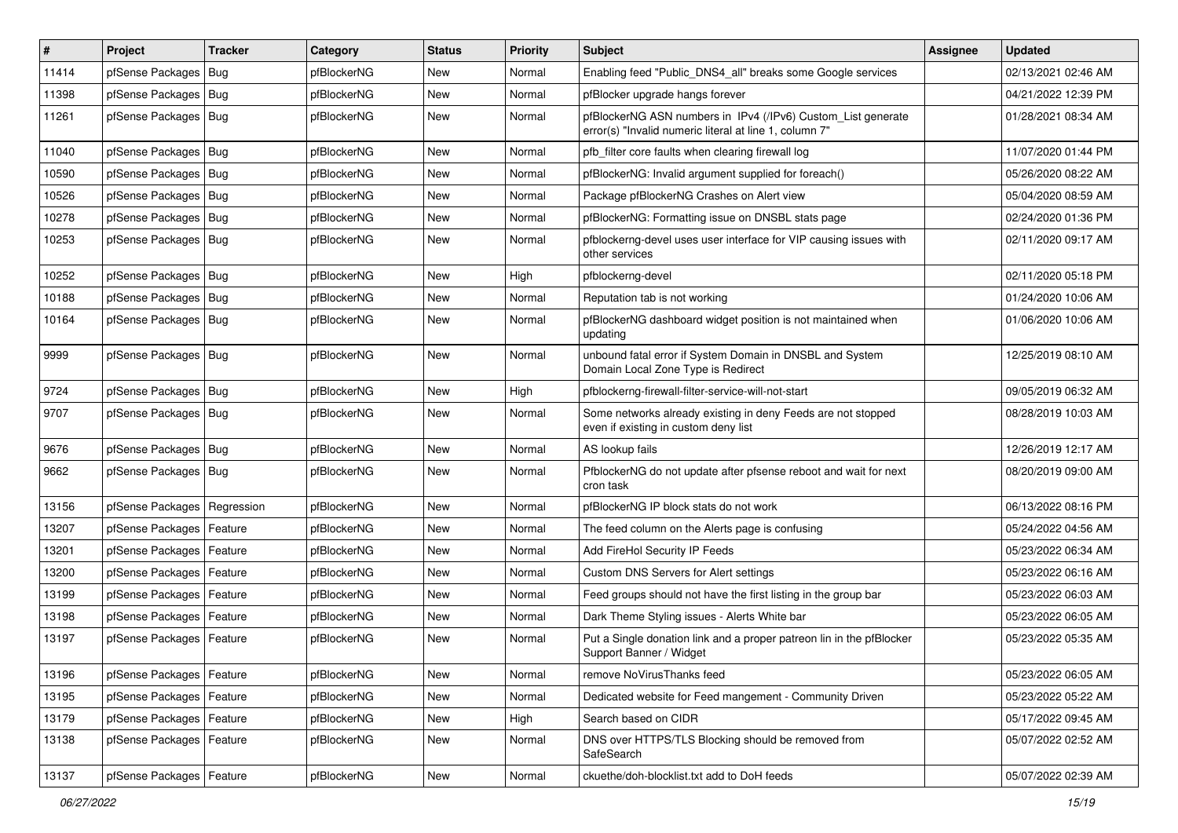| # | Project | Tracker | Category | Status | Priority | Subject | Assignee | Updated |
|---|---|---|---|---|---|---|---|---|
| 11414 | pfSense Packages | Bug | pfBlockerNG | New | Normal | Enabling feed "Public_DNS4_all" breaks some Google services | | 02/13/2021 02:46 AM |
| 11398 | pfSense Packages | Bug | pfBlockerNG | New | Normal | pfBlocker upgrade hangs forever | | 04/21/2022 12:39 PM |
| 11261 | pfSense Packages | Bug | pfBlockerNG | New | Normal | pfBlockerNG ASN numbers in IPv4 (/IPv6) Custom_List generate error(s) "Invalid numeric literal at line 1, column 7" | | 01/28/2021 08:34 AM |
| 11040 | pfSense Packages | Bug | pfBlockerNG | New | Normal | pfb_filter core faults when clearing firewall log | | 11/07/2020 01:44 PM |
| 10590 | pfSense Packages | Bug | pfBlockerNG | New | Normal | pfBlockerNG: Invalid argument supplied for foreach() | | 05/26/2020 08:22 AM |
| 10526 | pfSense Packages | Bug | pfBlockerNG | New | Normal | Package pfBlockerNG Crashes on Alert view | | 05/04/2020 08:59 AM |
| 10278 | pfSense Packages | Bug | pfBlockerNG | New | Normal | pfBlockerNG: Formatting issue on DNSBL stats page | | 02/24/2020 01:36 PM |
| 10253 | pfSense Packages | Bug | pfBlockerNG | New | Normal | pfblockerng-devel uses user interface for VIP causing issues with other services | | 02/11/2020 09:17 AM |
| 10252 | pfSense Packages | Bug | pfBlockerNG | New | High | pfblockerng-devel | | 02/11/2020 05:18 PM |
| 10188 | pfSense Packages | Bug | pfBlockerNG | New | Normal | Reputation tab is not working | | 01/24/2020 10:06 AM |
| 10164 | pfSense Packages | Bug | pfBlockerNG | New | Normal | pfBlockerNG dashboard widget position is not maintained when updating | | 01/06/2020 10:06 AM |
| 9999 | pfSense Packages | Bug | pfBlockerNG | New | Normal | unbound fatal error if System Domain in DNSBL and System Domain Local Zone Type is Redirect | | 12/25/2019 08:10 AM |
| 9724 | pfSense Packages | Bug | pfBlockerNG | New | High | pfblockerng-firewall-filter-service-will-not-start | | 09/05/2019 06:32 AM |
| 9707 | pfSense Packages | Bug | pfBlockerNG | New | Normal | Some networks already existing in deny Feeds are not stopped even if existing in custom deny list | | 08/28/2019 10:03 AM |
| 9676 | pfSense Packages | Bug | pfBlockerNG | New | Normal | AS lookup fails | | 12/26/2019 12:17 AM |
| 9662 | pfSense Packages | Bug | pfBlockerNG | New | Normal | PfblockerNG do not update after pfsense reboot and wait for next cron task | | 08/20/2019 09:00 AM |
| 13156 | pfSense Packages | Regression | pfBlockerNG | New | Normal | pfBlockerNG IP block stats do not work | | 06/13/2022 08:16 PM |
| 13207 | pfSense Packages | Feature | pfBlockerNG | New | Normal | The feed column on the Alerts page is confusing | | 05/24/2022 04:56 AM |
| 13201 | pfSense Packages | Feature | pfBlockerNG | New | Normal | Add FireHol Security IP Feeds | | 05/23/2022 06:34 AM |
| 13200 | pfSense Packages | Feature | pfBlockerNG | New | Normal | Custom DNS Servers for Alert settings | | 05/23/2022 06:16 AM |
| 13199 | pfSense Packages | Feature | pfBlockerNG | New | Normal | Feed groups should not have the first listing in the group bar | | 05/23/2022 06:03 AM |
| 13198 | pfSense Packages | Feature | pfBlockerNG | New | Normal | Dark Theme Styling issues - Alerts White bar | | 05/23/2022 06:05 AM |
| 13197 | pfSense Packages | Feature | pfBlockerNG | New | Normal | Put a Single donation link and a proper patreon lin in the pfBlocker Support Banner / Widget | | 05/23/2022 05:35 AM |
| 13196 | pfSense Packages | Feature | pfBlockerNG | New | Normal | remove NoVirusThanks feed | | 05/23/2022 06:05 AM |
| 13195 | pfSense Packages | Feature | pfBlockerNG | New | Normal | Dedicated website for Feed mangement - Community Driven | | 05/23/2022 05:22 AM |
| 13179 | pfSense Packages | Feature | pfBlockerNG | New | High | Search based on CIDR | | 05/17/2022 09:45 AM |
| 13138 | pfSense Packages | Feature | pfBlockerNG | New | Normal | DNS over HTTPS/TLS Blocking should be removed from SafeSearch | | 05/07/2022 02:52 AM |
| 13137 | pfSense Packages | Feature | pfBlockerNG | New | Normal | ckuethe/doh-blocklist.txt add to DoH feeds | | 05/07/2022 02:39 AM |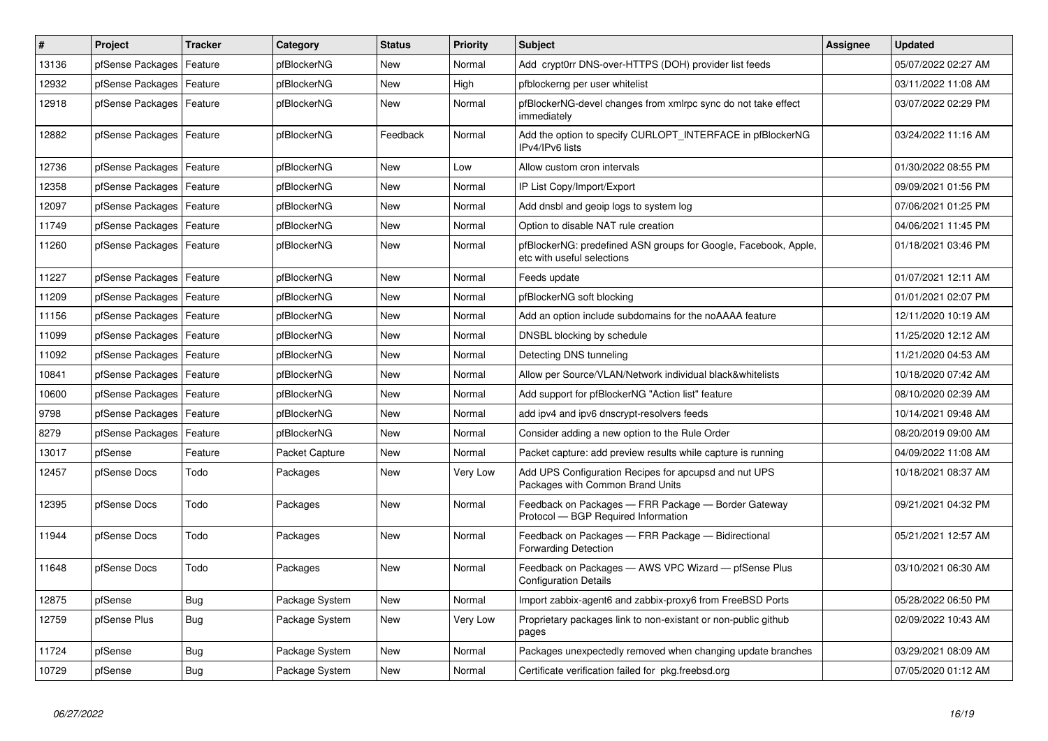| # | Project | Tracker | Category | Status | Priority | Subject | Assignee | Updated |
|---|---|---|---|---|---|---|---|---|
| 13136 | pfSense Packages | Feature | pfBlockerNG | New | Normal | Add crypt0rr DNS-over-HTTPS (DOH) provider list feeds | | 05/07/2022 02:27 AM |
| 12932 | pfSense Packages | Feature | pfBlockerNG | New | High | pfblockerng per user whitelist | | 03/11/2022 11:08 AM |
| 12918 | pfSense Packages | Feature | pfBlockerNG | New | Normal | pfBlockerNG-devel changes from xmlrpc sync do not take effect immediately | | 03/07/2022 02:29 PM |
| 12882 | pfSense Packages | Feature | pfBlockerNG | Feedback | Normal | Add the option to specify CURLOPT_INTERFACE in pfBlockerNG IPv4/IPv6 lists | | 03/24/2022 11:16 AM |
| 12736 | pfSense Packages | Feature | pfBlockerNG | New | Low | Allow custom cron intervals | | 01/30/2022 08:55 PM |
| 12358 | pfSense Packages | Feature | pfBlockerNG | New | Normal | IP List Copy/Import/Export | | 09/09/2021 01:56 PM |
| 12097 | pfSense Packages | Feature | pfBlockerNG | New | Normal | Add dnsbl and geoip logs to system log | | 07/06/2021 01:25 PM |
| 11749 | pfSense Packages | Feature | pfBlockerNG | New | Normal | Option to disable NAT rule creation | | 04/06/2021 11:45 PM |
| 11260 | pfSense Packages | Feature | pfBlockerNG | New | Normal | pfBlockerNG: predefined ASN groups for Google, Facebook, Apple, etc with useful selections | | 01/18/2021 03:46 PM |
| 11227 | pfSense Packages | Feature | pfBlockerNG | New | Normal | Feeds update | | 01/07/2021 12:11 AM |
| 11209 | pfSense Packages | Feature | pfBlockerNG | New | Normal | pfBlockerNG soft blocking | | 01/01/2021 02:07 PM |
| 11156 | pfSense Packages | Feature | pfBlockerNG | New | Normal | Add an option include subdomains for the noAAAA feature | | 12/11/2020 10:19 AM |
| 11099 | pfSense Packages | Feature | pfBlockerNG | New | Normal | DNSBL blocking by schedule | | 11/25/2020 12:12 AM |
| 11092 | pfSense Packages | Feature | pfBlockerNG | New | Normal | Detecting DNS tunneling | | 11/21/2020 04:53 AM |
| 10841 | pfSense Packages | Feature | pfBlockerNG | New | Normal | Allow per Source/VLAN/Network individual black&whitelists | | 10/18/2020 07:42 AM |
| 10600 | pfSense Packages | Feature | pfBlockerNG | New | Normal | Add support for pfBlockerNG "Action list" feature | | 08/10/2020 02:39 AM |
| 9798 | pfSense Packages | Feature | pfBlockerNG | New | Normal | add ipv4 and ipv6 dnscrypt-resolvers feeds | | 10/14/2021 09:48 AM |
| 8279 | pfSense Packages | Feature | pfBlockerNG | New | Normal | Consider adding a new option to the Rule Order | | 08/20/2019 09:00 AM |
| 13017 | pfSense | Feature | Packet Capture | New | Normal | Packet capture: add preview results while capture is running | | 04/09/2022 11:08 AM |
| 12457 | pfSense Docs | Todo | Packages | New | Very Low | Add UPS Configuration Recipes for apcupsd and nut UPS Packages with Common Brand Units | | 10/18/2021 08:37 AM |
| 12395 | pfSense Docs | Todo | Packages | New | Normal | Feedback on Packages — FRR Package — Border Gateway Protocol — BGP Required Information | | 09/21/2021 04:32 PM |
| 11944 | pfSense Docs | Todo | Packages | New | Normal | Feedback on Packages — FRR Package — Bidirectional Forwarding Detection | | 05/21/2021 12:57 AM |
| 11648 | pfSense Docs | Todo | Packages | New | Normal | Feedback on Packages — AWS VPC Wizard — pfSense Plus Configuration Details | | 03/10/2021 06:30 AM |
| 12875 | pfSense | Bug | Package System | New | Normal | Import zabbix-agent6 and zabbix-proxy6 from FreeBSD Ports | | 05/28/2022 06:50 PM |
| 12759 | pfSense Plus | Bug | Package System | New | Very Low | Proprietary packages link to non-existant or non-public github pages | | 02/09/2022 10:43 AM |
| 11724 | pfSense | Bug | Package System | New | Normal | Packages unexpectedly removed when changing update branches | | 03/29/2021 08:09 AM |
| 10729 | pfSense | Bug | Package System | New | Normal | Certificate verification failed for pkg.freebsd.org | | 07/05/2020 01:12 AM |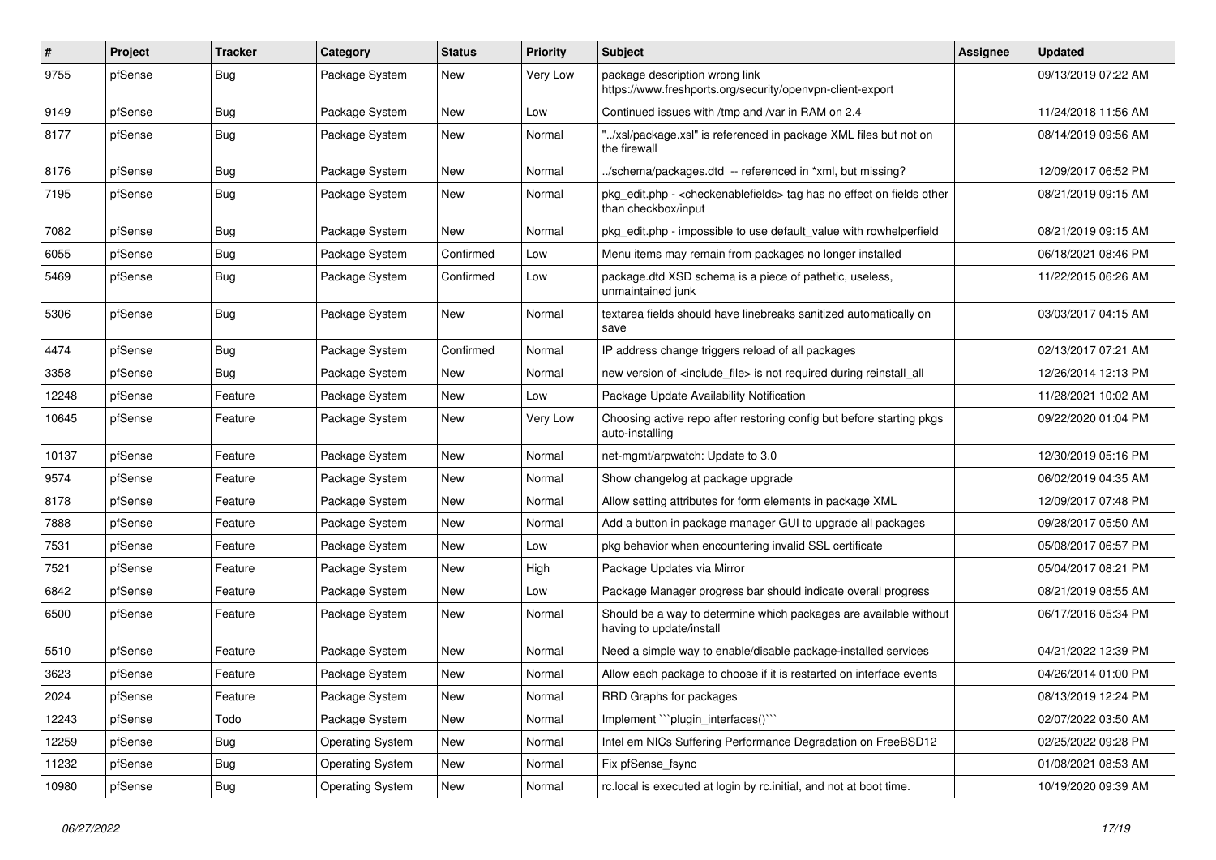| # | Project | Tracker | Category | Status | Priority | Subject | Assignee | Updated |
|---|---|---|---|---|---|---|---|---|
| 9755 | pfSense | Bug | Package System | New | Very Low | package description wrong link https://www.freshports.org/security/openvpn-client-export | | 09/13/2019 07:22 AM |
| 9149 | pfSense | Bug | Package System | New | Low | Continued issues with /tmp and /var in RAM on 2.4 | | 11/24/2018 11:56 AM |
| 8177 | pfSense | Bug | Package System | New | Normal | "../xsl/package.xsl" is referenced in package XML files but not on the firewall | | 08/14/2019 09:56 AM |
| 8176 | pfSense | Bug | Package System | New | Normal | ../schema/packages.dtd -- referenced in *xml, but missing? | | 12/09/2017 06:52 PM |
| 7195 | pfSense | Bug | Package System | New | Normal | pkg_edit.php - <checkenablefields> tag has no effect on fields other than checkbox/input | | 08/21/2019 09:15 AM |
| 7082 | pfSense | Bug | Package System | New | Normal | pkg_edit.php - impossible to use default_value with rowhelperfield | | 08/21/2019 09:15 AM |
| 6055 | pfSense | Bug | Package System | Confirmed | Low | Menu items may remain from packages no longer installed | | 06/18/2021 08:46 PM |
| 5469 | pfSense | Bug | Package System | Confirmed | Low | package.dtd XSD schema is a piece of pathetic, useless, unmaintained junk | | 11/22/2015 06:26 AM |
| 5306 | pfSense | Bug | Package System | New | Normal | textarea fields should have linebreaks sanitized automatically on save | | 03/03/2017 04:15 AM |
| 4474 | pfSense | Bug | Package System | Confirmed | Normal | IP address change triggers reload of all packages | | 02/13/2017 07:21 AM |
| 3358 | pfSense | Bug | Package System | New | Normal | new version of <include_file> is not required during reinstall_all | | 12/26/2014 12:13 PM |
| 12248 | pfSense | Feature | Package System | New | Low | Package Update Availability Notification | | 11/28/2021 10:02 AM |
| 10645 | pfSense | Feature | Package System | New | Very Low | Choosing active repo after restoring config but before starting pkgs auto-installing | | 09/22/2020 01:04 PM |
| 10137 | pfSense | Feature | Package System | New | Normal | net-mgmt/arpwatch: Update to 3.0 | | 12/30/2019 05:16 PM |
| 9574 | pfSense | Feature | Package System | New | Normal | Show changelog at package upgrade | | 06/02/2019 04:35 AM |
| 8178 | pfSense | Feature | Package System | New | Normal | Allow setting attributes for form elements in package XML | | 12/09/2017 07:48 PM |
| 7888 | pfSense | Feature | Package System | New | Normal | Add a button in package manager GUI to upgrade all packages | | 09/28/2017 05:50 AM |
| 7531 | pfSense | Feature | Package System | New | Low | pkg behavior when encountering invalid SSL certificate | | 05/08/2017 06:57 PM |
| 7521 | pfSense | Feature | Package System | New | High | Package Updates via Mirror | | 05/04/2017 08:21 PM |
| 6842 | pfSense | Feature | Package System | New | Low | Package Manager progress bar should indicate overall progress | | 08/21/2019 08:55 AM |
| 6500 | pfSense | Feature | Package System | New | Normal | Should be a way to determine which packages are available without having to update/install | | 06/17/2016 05:34 PM |
| 5510 | pfSense | Feature | Package System | New | Normal | Need a simple way to enable/disable package-installed services | | 04/21/2022 12:39 PM |
| 3623 | pfSense | Feature | Package System | New | Normal | Allow each package to choose if it is restarted on interface events | | 04/26/2014 01:00 PM |
| 2024 | pfSense | Feature | Package System | New | Normal | RRD Graphs for packages | | 08/13/2019 12:24 PM |
| 12243 | pfSense | Todo | Package System | New | Normal | Implement ```plugin_interfaces()``` | | 02/07/2022 03:50 AM |
| 12259 | pfSense | Bug | Operating System | New | Normal | Intel em NICs Suffering Performance Degradation on FreeBSD12 | | 02/25/2022 09:28 PM |
| 11232 | pfSense | Bug | Operating System | New | Normal | Fix pfSense_fsync | | 01/08/2021 08:53 AM |
| 10980 | pfSense | Bug | Operating System | New | Normal | rc.local is executed at login by rc.initial, and not at boot time. | | 10/19/2020 09:39 AM |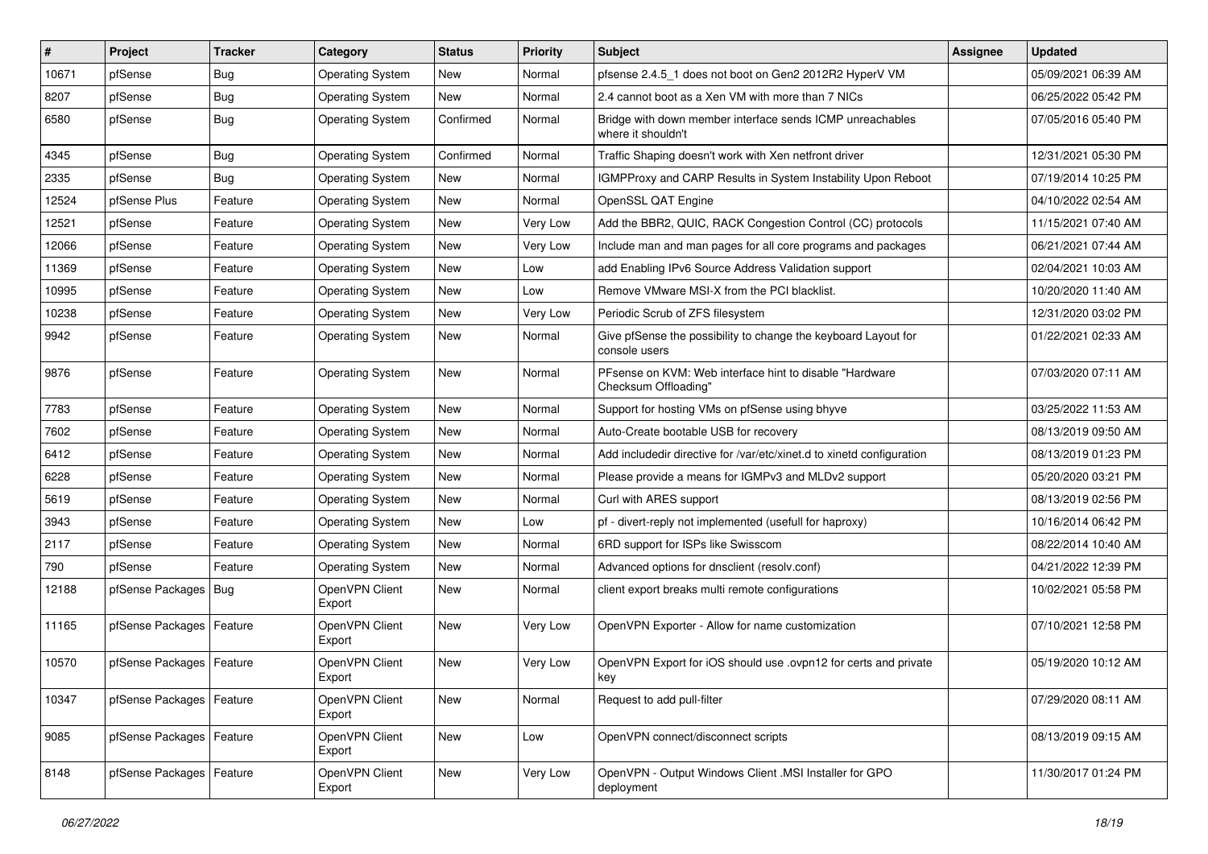| # | Project | Tracker | Category | Status | Priority | Subject | Assignee | Updated |
|---|---|---|---|---|---|---|---|---|
| 10671 | pfSense | Bug | Operating System | New | Normal | pfsense 2.4.5_1 does not boot on Gen2 2012R2 HyperV VM | | 05/09/2021 06:39 AM |
| 8207 | pfSense | Bug | Operating System | New | Normal | 2.4 cannot boot as a Xen VM with more than 7 NICs | | 06/25/2022 05:42 PM |
| 6580 | pfSense | Bug | Operating System | Confirmed | Normal | Bridge with down member interface sends ICMP unreachables where it shouldn't | | 07/05/2016 05:40 PM |
| 4345 | pfSense | Bug | Operating System | Confirmed | Normal | Traffic Shaping doesn't work with Xen netfront driver | | 12/31/2021 05:30 PM |
| 2335 | pfSense | Bug | Operating System | New | Normal | IGMPProxy and CARP Results in System Instability Upon Reboot | | 07/19/2014 10:25 PM |
| 12524 | pfSense Plus | Feature | Operating System | New | Normal | OpenSSL QAT Engine | | 04/10/2022 02:54 AM |
| 12521 | pfSense | Feature | Operating System | New | Very Low | Add the BBR2, QUIC, RACK Congestion Control (CC) protocols | | 11/15/2021 07:40 AM |
| 12066 | pfSense | Feature | Operating System | New | Very Low | Include man and man pages for all core programs and packages | | 06/21/2021 07:44 AM |
| 11369 | pfSense | Feature | Operating System | New | Low | add Enabling IPv6 Source Address Validation support | | 02/04/2021 10:03 AM |
| 10995 | pfSense | Feature | Operating System | New | Low | Remove VMware MSI-X from the PCI blacklist. | | 10/20/2020 11:40 AM |
| 10238 | pfSense | Feature | Operating System | New | Very Low | Periodic Scrub of ZFS filesystem | | 12/31/2020 03:02 PM |
| 9942 | pfSense | Feature | Operating System | New | Normal | Give pfSense the possibility to change the keyboard Layout for console users | | 01/22/2021 02:33 AM |
| 9876 | pfSense | Feature | Operating System | New | Normal | PFsense on KVM: Web interface hint to disable "Hardware Checksum Offloading" | | 07/03/2020 07:11 AM |
| 7783 | pfSense | Feature | Operating System | New | Normal | Support for hosting VMs on pfSense using bhyve | | 03/25/2022 11:53 AM |
| 7602 | pfSense | Feature | Operating System | New | Normal | Auto-Create bootable USB for recovery | | 08/13/2019 09:50 AM |
| 6412 | pfSense | Feature | Operating System | New | Normal | Add includedir directive for /var/etc/xinet.d to xinetd configuration | | 08/13/2019 01:23 PM |
| 6228 | pfSense | Feature | Operating System | New | Normal | Please provide a means for IGMPv3 and MLDv2 support | | 05/20/2020 03:21 PM |
| 5619 | pfSense | Feature | Operating System | New | Normal | Curl with ARES support | | 08/13/2019 02:56 PM |
| 3943 | pfSense | Feature | Operating System | New | Low | pf - divert-reply not implemented (usefull for haproxy) | | 10/16/2014 06:42 PM |
| 2117 | pfSense | Feature | Operating System | New | Normal | 6RD support for ISPs like Swisscom | | 08/22/2014 10:40 AM |
| 790 | pfSense | Feature | Operating System | New | Normal | Advanced options for dnsclient (resolv.conf) | | 04/21/2022 12:39 PM |
| 12188 | pfSense Packages | Bug | OpenVPN Client Export | New | Normal | client export breaks multi remote configurations | | 10/02/2021 05:58 PM |
| 11165 | pfSense Packages | Feature | OpenVPN Client Export | New | Very Low | OpenVPN Exporter - Allow for name customization | | 07/10/2021 12:58 PM |
| 10570 | pfSense Packages | Feature | OpenVPN Client Export | New | Very Low | OpenVPN Export for iOS should use .ovpn12 for certs and private key | | 05/19/2020 10:12 AM |
| 10347 | pfSense Packages | Feature | OpenVPN Client Export | New | Normal | Request to add pull-filter | | 07/29/2020 08:11 AM |
| 9085 | pfSense Packages | Feature | OpenVPN Client Export | New | Low | OpenVPN connect/disconnect scripts | | 08/13/2019 09:15 AM |
| 8148 | pfSense Packages | Feature | OpenVPN Client Export | New | Very Low | OpenVPN - Output Windows Client .MSI Installer for GPO deployment | | 11/30/2017 01:24 PM |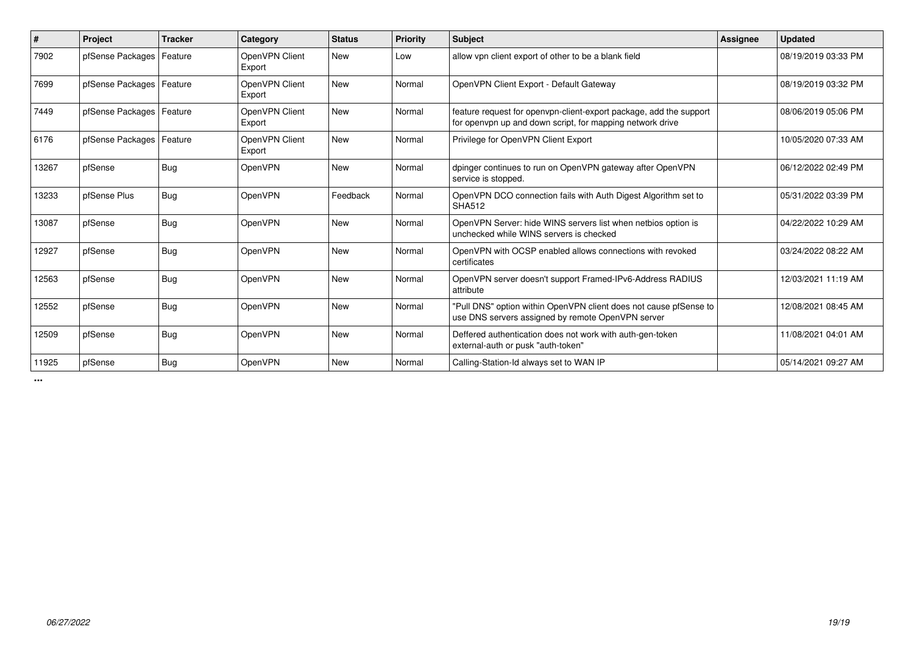| # | Project | Tracker | Category | Status | Priority | Subject | Assignee | Updated |
|---|---|---|---|---|---|---|---|---|
| 7902 | pfSense Packages | Feature | OpenVPN Client Export | New | Low | allow vpn client export of other to be a blank field | | 08/19/2019 03:33 PM |
| 7699 | pfSense Packages | Feature | OpenVPN Client Export | New | Normal | OpenVPN Client Export - Default Gateway | | 08/19/2019 03:32 PM |
| 7449 | pfSense Packages | Feature | OpenVPN Client Export | New | Normal | feature request for openvpn-client-export package, add the support for openvpn up and down script, for mapping network drive | | 08/06/2019 05:06 PM |
| 6176 | pfSense Packages | Feature | OpenVPN Client Export | New | Normal | Privilege for OpenVPN Client Export | | 10/05/2020 07:33 AM |
| 13267 | pfSense | Bug | OpenVPN | New | Normal | dpinger continues to run on OpenVPN gateway after OpenVPN service is stopped. | | 06/12/2022 02:49 PM |
| 13233 | pfSense Plus | Bug | OpenVPN | Feedback | Normal | OpenVPN DCO connection fails with Auth Digest Algorithm set to SHA512 | | 05/31/2022 03:39 PM |
| 13087 | pfSense | Bug | OpenVPN | New | Normal | OpenVPN Server: hide WINS servers list when netbios option is unchecked while WINS servers is checked | | 04/22/2022 10:29 AM |
| 12927 | pfSense | Bug | OpenVPN | New | Normal | OpenVPN with OCSP enabled allows connections with revoked certificates | | 03/24/2022 08:22 AM |
| 12563 | pfSense | Bug | OpenVPN | New | Normal | OpenVPN server doesn't support Framed-IPv6-Address RADIUS attribute | | 12/03/2021 11:19 AM |
| 12552 | pfSense | Bug | OpenVPN | New | Normal | "Pull DNS" option within OpenVPN client does not cause pfSense to use DNS servers assigned by remote OpenVPN server | | 12/08/2021 08:45 AM |
| 12509 | pfSense | Bug | OpenVPN | New | Normal | Deffered authentication does not work with auth-gen-token external-auth or pusk "auth-token" | | 11/08/2021 04:01 AM |
| 11925 | pfSense | Bug | OpenVPN | New | Normal | Calling-Station-Id always set to WAN IP | | 05/14/2021 09:27 AM |

...